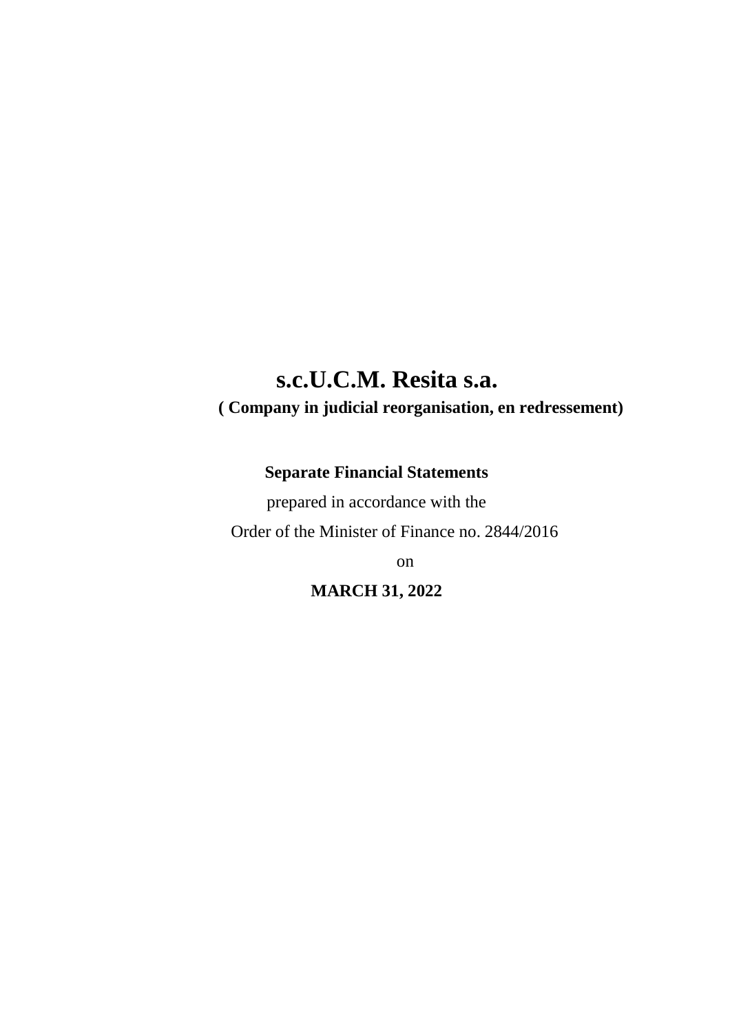# s.c.U.C.M. Resita s.a.

**( Company in judicial reorganisation, en redressement)**

**Separate Financial Statements**

prepared in accordance with the

Order of the Minister of Finance no. 2844/2016

on

**MARCH 31, 2022**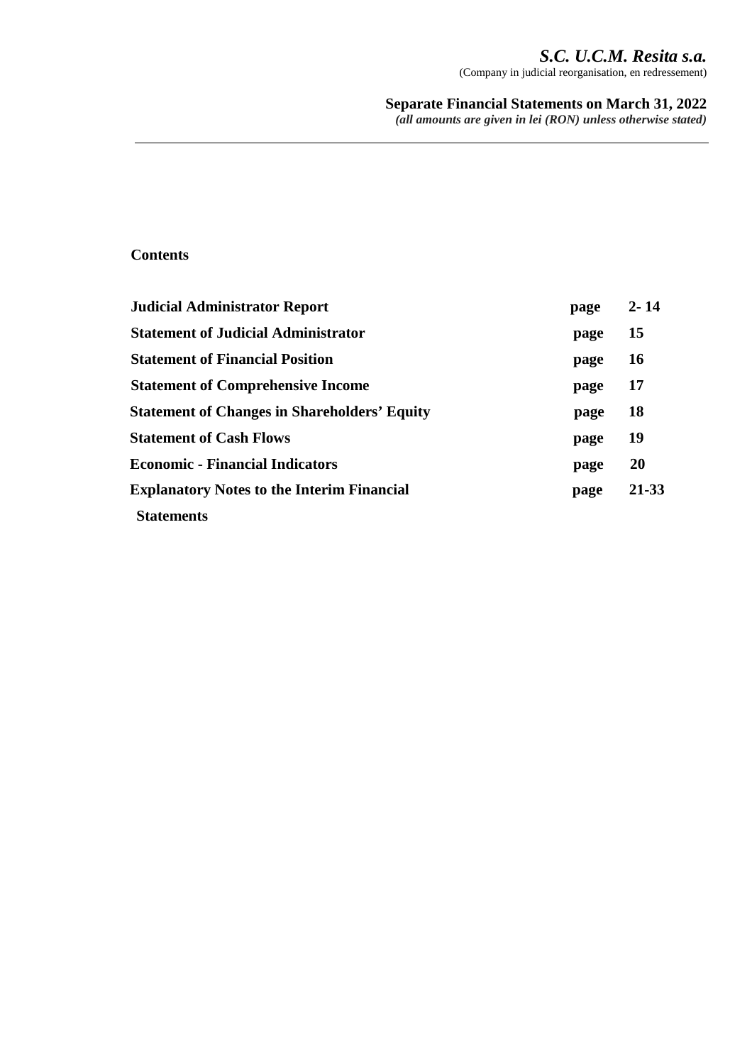# Contents

| | | |
|---|---|---|
| **Judicial Administrator Report** | **page** | **2- 14** |
| **Statement of Judicial Administrator** | **page** | **15** |
| **Statement of Financial Position** | **page** | **16** |
| **Statement of Comprehensive Income** | **page** | **17** |
| **Statement of Changes in Shareholders' Equity** | **page** | **18** |
| **Statement of Cash Flows** | **page** | **19** |
| **Economic - Financial Indicators** | **page** | **20** |
| **Explanatory Notes to the Interim Financial Statements** | **page** | **21-33** |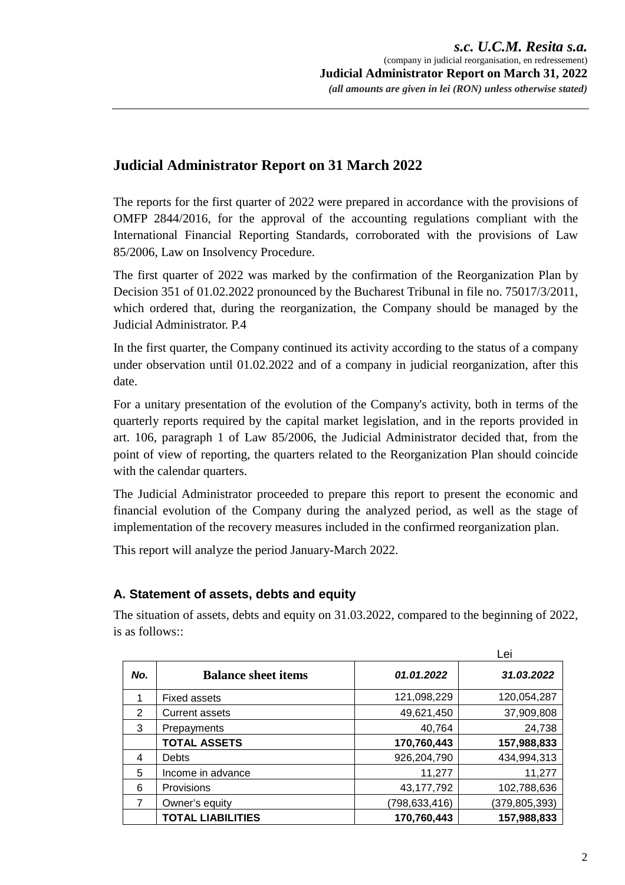## Judicial Administrator Report on 31 March 2022

The reports for the first quarter of 2022 were prepared in accordance with the provisions of OMFP 2844/2016, for the approval of the accounting regulations compliant with the International Financial Reporting Standards, corroborated with the provisions of Law 85/2006, Law on Insolvency Procedure.

The first quarter of 2022 was marked by the confirmation of the Reorganization Plan by Decision 351 of 01.02.2022 pronounced by the Bucharest Tribunal in file no. 75017/3/2011, which ordered that, during the reorganization, the Company should be managed by the Judicial Administrator. P.4

In the first quarter, the Company continued its activity according to the status of a company under observation until 01.02.2022 and of a company in judicial reorganization, after this date.

For a unitary presentation of the evolution of the Company's activity, both in terms of the quarterly reports required by the capital market legislation, and in the reports provided in art. 106, paragraph 1 of Law 85/2006, the Judicial Administrator decided that, from the point of view of reporting, the quarters related to the Reorganization Plan should coincide with the calendar quarters.

The Judicial Administrator proceeded to prepare this report to present the economic and financial evolution of the Company during the analyzed period, as well as the stage of implementation of the recovery measures included in the confirmed reorganization plan.

This report will analyze the period January-March 2022.

### A. Statement of assets, debts and equity

The situation of assets, debts and equity on 31.03.2022, compared to the beginning of 2022, is as follows::

Lei

| *No.* | **Balance sheet items** | *01.01.2022* | *31.03.2022* |
|---|---|---|---|
| 1 | Fixed assets | 121,098,229 | 120,054,287 |
| 2 | Current assets | 49,621,450 | 37,909,808 |
| 3 | Prepayments | 40,764 | 24,738 |
| | **TOTAL ASSETS** | **170,760,443** | **157,988,833** |
| 4 | Debts | 926,204,790 | 434,994,313 |
| 5 | Income in advance | 11,277 | 11,277 |
| 6 | Provisions | 43,177,792 | 102,788,636 |
| 7 | Owner's equity | (798,633,416) | (379,805,393) |
| | **TOTAL LIABILITIES** | **170,760,443** | **157,988,833** |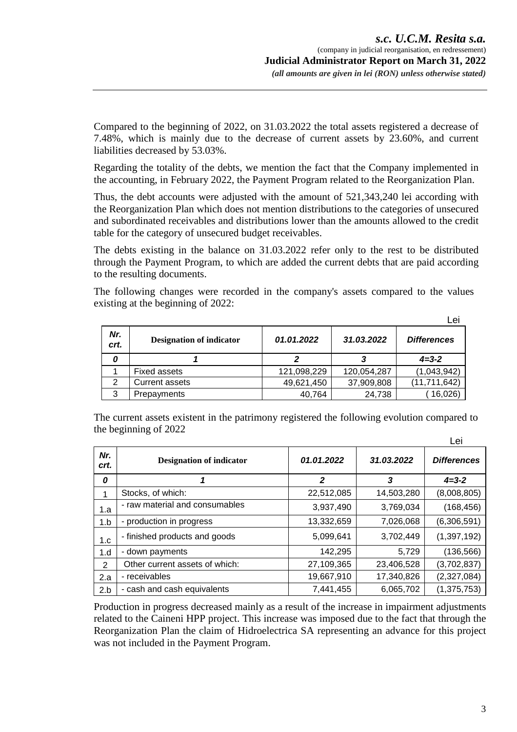Compared to the beginning of 2022, on 31.03.2022 the total assets registered a decrease of 7.48%, which is mainly due to the decrease of current assets by 23.60%, and current liabilities decreased by 53.03%.

Regarding the totality of the debts, we mention the fact that the Company implemented in the accounting, in February 2022, the Payment Program related to the Reorganization Plan.

Thus, the debt accounts were adjusted with the amount of 521,343,240 lei according with the Reorganization Plan which does not mention distributions to the categories of unsecured and subordinated receivables and distributions lower than the amounts allowed to the credit table for the category of unsecured budget receivables.

The debts existing in the balance on 31.03.2022 refer only to the rest to be distributed through the Payment Program, to which are added the current debts that are paid according to the resulting documents.

The following changes were recorded in the company's assets compared to the values existing at the beginning of 2022:

Lei

| *Nr. crt.* | **Designation of indicator** | *01.01.2022* | *31.03.2022* | *Differences* |
|---|---|---|---|---|
| *0* | *1* | *2* | *3* | *4=3-2* |
| 1 | Fixed assets | 121,098,229 | 120,054,287 | (1,043,942) |
| 2 | Current assets | 49,621,450 | 37,909,808 | (11,711,642) |
| 3 | Prepayments | 40,764 | 24,738 | ( 16,026) |

The current assets existent in the patrimony registered the following evolution compared to the beginning of 2022

Lei

| *Nr. crt.* | **Designation of indicator** | *01.01.2022* | *31.03.2022* | *Differences* |
|---|---|---|---|---|
| *0* | *1* | *2* | *3* | *4=3-2* |
| 1 | Stocks, of which: | 22,512,085 | 14,503,280 | (8,008,805) |
| 1.a | - raw material and consumables | 3,937,490 | 3,769,034 | (168,456) |
| 1.b | - production in progress | 13,332,659 | 7,026,068 | (6,306,591) |
| 1.c | - finished products and goods | 5,099,641 | 3,702,449 | (1,397,192) |
| 1.d | - down payments | 142,295 | 5,729 | (136,566) |
| 2 | Other current assets of which: | 27,109,365 | 23,406,528 | (3,702,837) |
| 2.a | - receivables | 19,667,910 | 17,340,826 | (2,327,084) |
| 2.b | - cash and cash equivalents | 7,441,455 | 6,065,702 | (1,375,753) |

Production in progress decreased mainly as a result of the increase in impairment adjustments related to the Caineni HPP project. This increase was imposed due to the fact that through the Reorganization Plan the claim of Hidroelectrica SA representing an advance for this project was not included in the Payment Program.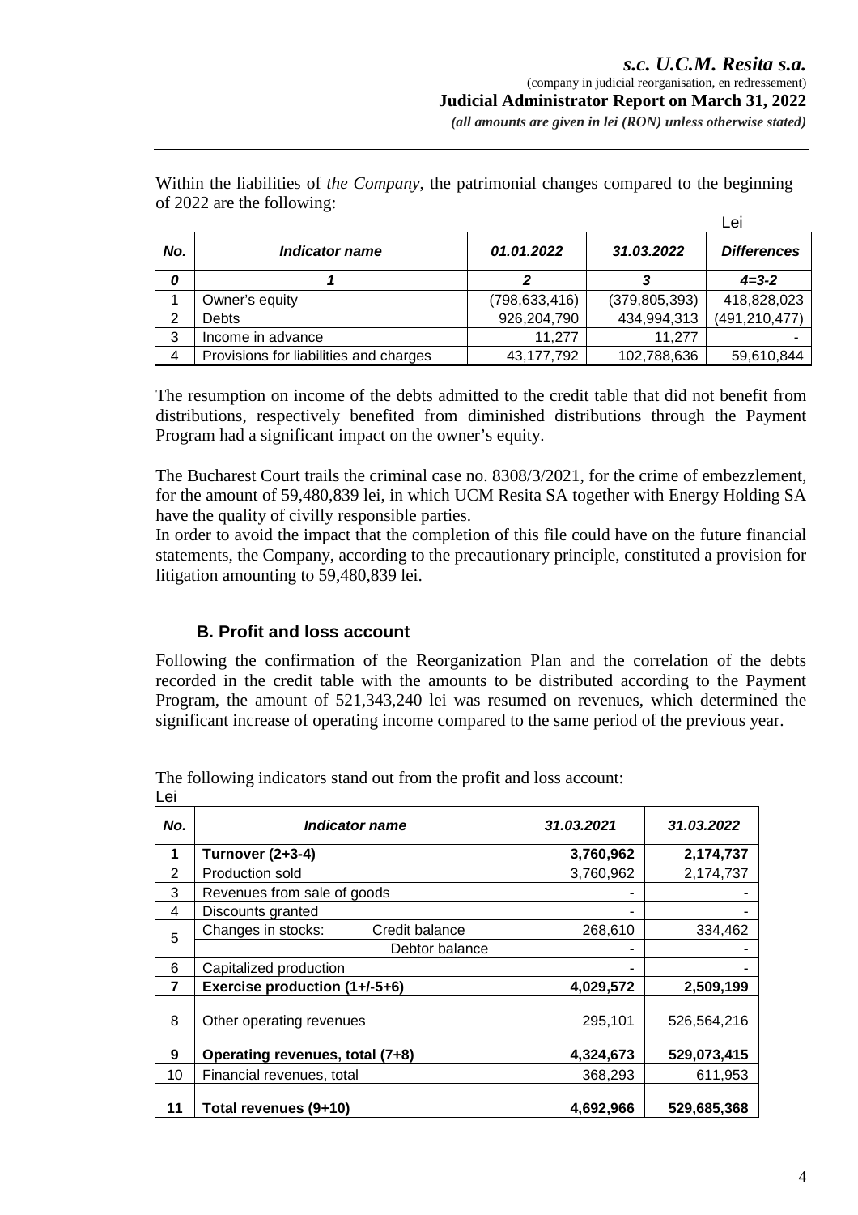Within the liabilities of *the Company*, the patrimonial changes compared to the beginning of 2022 are the following:

Lei

| *No.* | *Indicator name* | *01.01.2022* | *31.03.2022* | *Differences* |
|---|---|---|---|---|
| *0* | *1* | *2* | *3* | *4=3-2* |
| 1 | Owner's equity | (798,633,416) | (379,805,393) | 418,828,023 |
| 2 | Debts | 926,204,790 | 434,994,313 | (491,210,477) |
| 3 | Income in advance | 11,277 | 11,277 | - |
| 4 | Provisions for liabilities and charges | 43,177,792 | 102,788,636 | 59,610,844 |

The resumption on income of the debts admitted to the credit table that did not benefit from distributions, respectively benefited from diminished distributions through the Payment Program had a significant impact on the owner's equity.

The Bucharest Court trails the criminal case no. 8308/3/2021, for the crime of embezzlement, for the amount of 59,480,839 lei, in which UCM Resita SA together with Energy Holding SA have the quality of civilly responsible parties.

In order to avoid the impact that the completion of this file could have on the future financial statements, the Company, according to the precautionary principle, constituted a provision for litigation amounting to 59,480,839 lei.

## B. Profit and loss account

Following the confirmation of the Reorganization Plan and the correlation of the debts recorded in the credit table with the amounts to be distributed according to the Payment Program, the amount of 521,343,240 lei was resumed on revenues, which determined the significant increase of operating income compared to the same period of the previous year.

The following indicators stand out from the profit and loss account:

Lei

| *No.* | *Indicator name* | | *31.03.2021* | *31.03.2022* |
|---|---|---|---|---|
| **1** | **Turnover (2+3-4)** | | **3,760,962** | **2,174,737** |
| 2 | Production sold | | 3,760,962 | 2,174,737 |
| 3 | Revenues from sale of goods | | - | - |
| 4 | Discounts granted | | - | - |
| 5 | Changes in stocks: | Credit balance | 268,610 | 334,462 |
| | | Debtor balance | - | - |
| 6 | Capitalized production | | - | - |
| **7** | **Exercise production (1+/-5+6)** | | **4,029,572** | **2,509,199** |
| 8 | Other operating revenues | | 295,101 | 526,564,216 |
| **9** | **Operating revenues, total (7+8)** | | **4,324,673** | **529,073,415** |
| 10 | Financial revenues, total | | 368,293 | 611,953 |
| **11** | **Total revenues (9+10)** | | **4,692,966** | **529,685,368** |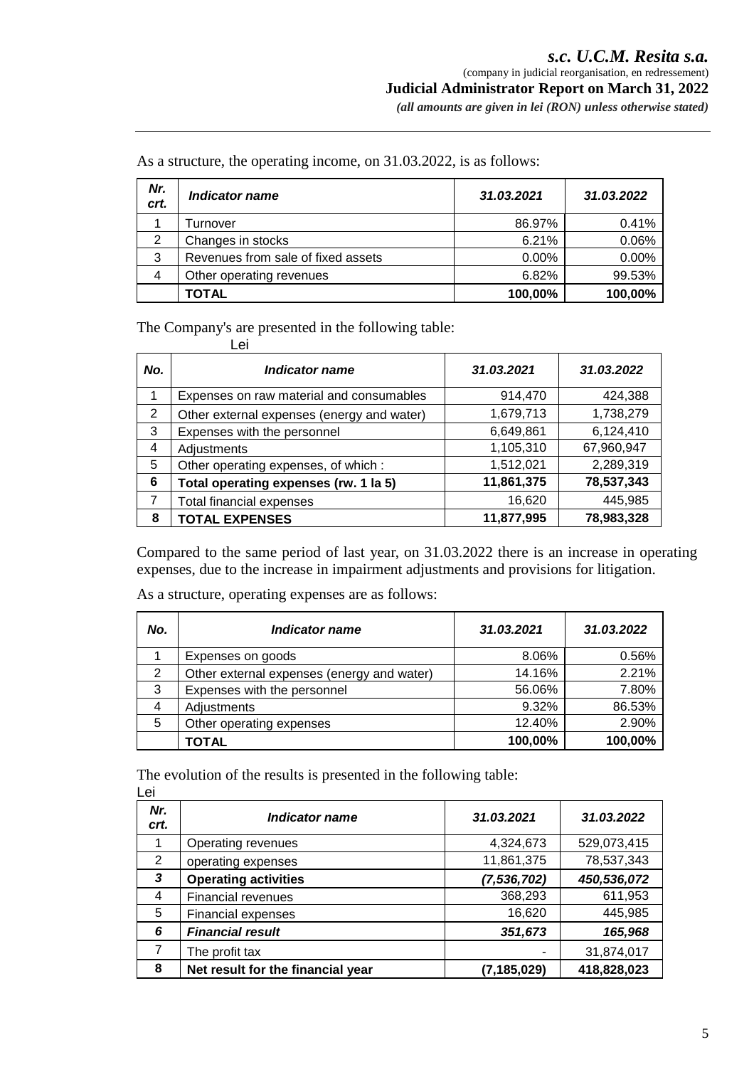As a structure, the operating income, on 31.03.2022, is as follows:

| Nr. crt. | Indicator name | 31.03.2021 | 31.03.2022 |
|---|---|---|---|
| 1 | Turnover | 86.97% | 0.41% |
| 2 | Changes in stocks | 6.21% | 0.06% |
| 3 | Revenues from sale of fixed assets | 0.00% | 0.00% |
| 4 | Other operating revenues | 6.82% | 99.53% |
| | **TOTAL** | **100,00%** | **100,00%** |

The Company's are presented in the following table:

Lei

| No. | Indicator name | 31.03.2021 | 31.03.2022 |
|---|---|---|---|
| 1 | Expenses on raw material and consumables | 914,470 | 424,388 |
| 2 | Other external expenses (energy and water) | 1,679,713 | 1,738,279 |
| 3 | Expenses with the personnel | 6,649,861 | 6,124,410 |
| 4 | Adjustments | 1,105,310 | 67,960,947 |
| 5 | Other operating expenses, of which : | 1,512,021 | 2,289,319 |
| **6** | **Total operating expenses (rw. 1 la 5)** | **11,861,375** | **78,537,343** |
| 7 | Total financial expenses | 16,620 | 445,985 |
| **8** | **TOTAL EXPENSES** | **11,877,995** | **78,983,328** |

Compared to the same period of last year, on 31.03.2022 there is an increase in operating expenses, due to the increase in impairment adjustments and provisions for litigation.

As a structure, operating expenses are as follows:

| No. | Indicator name | 31.03.2021 | 31.03.2022 |
|---|---|---|---|
| 1 | Expenses on goods | 8.06% | 0.56% |
| 2 | Other external expenses (energy and water) | 14.16% | 2.21% |
| 3 | Expenses with the personnel | 56.06% | 7.80% |
| 4 | Adjustments | 9.32% | 86.53% |
| 5 | Other operating expenses | 12.40% | 2.90% |
| | **TOTAL** | **100,00%** | **100,00%** |

The evolution of the results is presented in the following table:

Lei

| Nr. crt. | Indicator name | 31.03.2021 | 31.03.2022 |
|---|---|---|---|
| 1 | Operating revenues | 4,324,673 | 529,073,415 |
| 2 | operating expenses | 11,861,375 | 78,537,343 |
| ***3*** | **Operating activities** | ***(7,536,702)*** | ***450,536,072*** |
| 4 | Financial revenues | 368,293 | 611,953 |
| 5 | Financial expenses | 16,620 | 445,985 |
| ***6*** | ***Financial result*** | ***351,673*** | ***165,968*** |
| 7 | The profit tax | - | 31,874,017 |
| **8** | **Net result for the financial year** | **(7,185,029)** | **418,828,023** |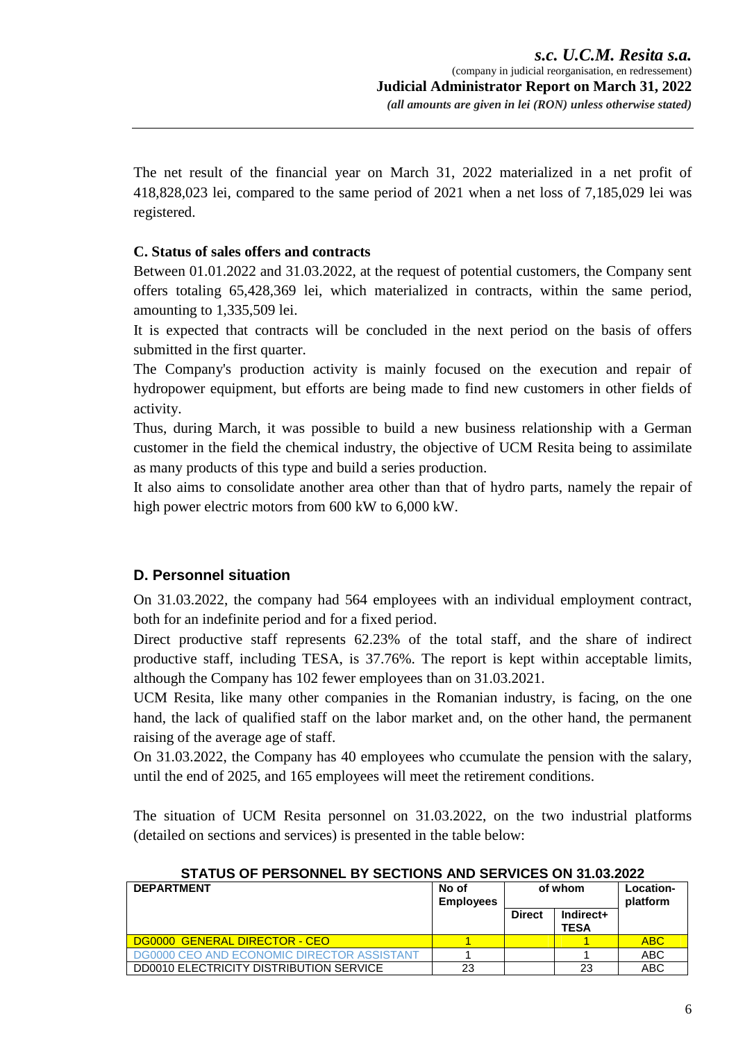The net result of the financial year on March 31, 2022 materialized in a net profit of 418,828,023 lei, compared to the same period of 2021 when a net loss of 7,185,029 lei was registered.

**C. Status of sales offers and contracts**

Between 01.01.2022 and 31.03.2022, at the request of potential customers, the Company sent offers totaling 65,428,369 lei, which materialized in contracts, within the same period, amounting to 1,335,509 lei.

It is expected that contracts will be concluded in the next period on the basis of offers submitted in the first quarter.

The Company's production activity is mainly focused on the execution and repair of hydropower equipment, but efforts are being made to find new customers in other fields of activity.

Thus, during March, it was possible to build a new business relationship with a German customer in the field the chemical industry, the objective of UCM Resita being to assimilate as many products of this type and build a series production.

It also aims to consolidate another area other than that of hydro parts, namely the repair of high power electric motors from 600 kW to 6,000 kW.

## D. Personnel situation

On 31.03.2022, the company had 564 employees with an individual employment contract, both for an indefinite period and for a fixed period.

Direct productive staff represents 62.23% of the total staff, and the share of indirect productive staff, including TESA, is 37.76%. The report is kept within acceptable limits, although the Company has 102 fewer employees than on 31.03.2021.

UCM Resita, like many other companies in the Romanian industry, is facing, on the one hand, the lack of qualified staff on the labor market and, on the other hand, the permanent raising of the average age of staff.

On 31.03.2022, the Company has 40 employees who ccumulate the pension with the salary, until the end of 2025, and 165 employees will meet the retirement conditions.

The situation of UCM Resita personnel on 31.03.2022, on the two industrial platforms (detailed on sections and services) is presented in the table below:

**STATUS OF PERSONNEL BY SECTIONS AND SERVICES ON 31.03.2022**

| DEPARTMENT | No of Employees | of whom | | Location-platform |
|---|---|---|---|---|
| | | Direct | Indirect+ TESA | |
| DG0000 GENERAL DIRECTOR - CEO | 1 | | 1 | ABC |
| DG0000 CEO AND ECONOMIC DIRECTOR ASSISTANT | 1 | | 1 | ABC |
| DD0010 ELECTRICITY DISTRIBUTION SERVICE | 23 | | 23 | ABC |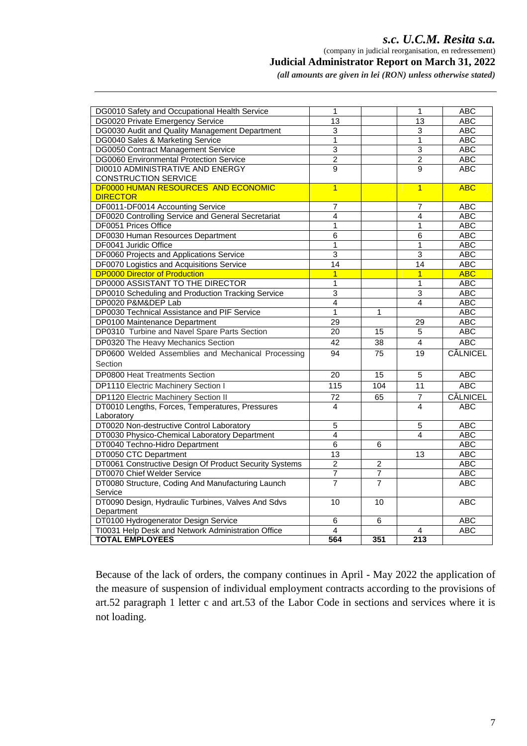| DG0010 Safety and Occupational Health Service | 1 | | 1 | ABC |
|---|---|---|---|---|
| DG0020 Private Emergency Service | 13 | | 13 | ABC |
| DG0030 Audit and Quality Management Department | 3 | | 3 | ABC |
| DG0040 Sales & Marketing Service | 1 | | 1 | ABC |
| DG0050 Contract Management Service | 3 | | 3 | ABC |
| DG0060 Environmental Protection Service | 2 | | 2 | ABC |
| DI0010 ADMINISTRATIVE AND ENERGY CONSTRUCTION SERVICE | 9 | | 9 | ABC |
| DF0000 HUMAN RESOURCES AND ECONOMIC DIRECTOR | 1 | | 1 | ABC |
| DF0011-DF0014 Accounting Service | 7 | | 7 | ABC |
| DF0020 Controlling Service and General Secretariat | 4 | | 4 | ABC |
| DF0051 Prices Office | 1 | | 1 | ABC |
| DF0030 Human Resources Department | 6 | | 6 | ABC |
| DF0041 Juridic Office | 1 | | 1 | ABC |
| DF0060 Projects and Applications Service | 3 | | 3 | ABC |
| DF0070 Logistics and Acquisitions Service | 14 | | 14 | ABC |
| DP0000 Director of Production | 1 | | 1 | ABC |
| DP0000 ASSISTANT TO THE DIRECTOR | 1 | | 1 | ABC |
| DP0010 Scheduling and Production Tracking Service | 3 | | 3 | ABC |
| DP0020 P&M&DEP Lab | 4 | | 4 | ABC |
| DP0030 Technical Assistance and PIF Service | 1 | 1 | | ABC |
| DP0100 Maintenance Department | 29 | | 29 | ABC |
| DP0310 Turbine and Navel Spare Parts Section | 20 | 15 | 5 | ABC |
| DP0320 The Heavy Mechanics Section | 42 | 38 | 4 | ABC |
| DP0600 Welded Assemblies and Mechanical Processing Section | 94 | 75 | 19 | CÂLNICEL |
| DP0800 Heat Treatments Section | 20 | 15 | 5 | ABC |
| DP1110 Electric Machinery Section I | 115 | 104 | 11 | ABC |
| DP1120 Electric Machinery Section II | 72 | 65 | 7 | CÂLNICEL |
| DT0010 Lengths, Forces, Temperatures, Pressures Laboratory | 4 | | 4 | ABC |
| DT0020 Non-destructive Control Laboratory | 5 | | 5 | ABC |
| DT0030 Physico-Chemical Laboratory Department | 4 | | 4 | ABC |
| DT0040 Techno-Hidro Department | 6 | 6 | | ABC |
| DT0050 CTC Department | 13 | | 13 | ABC |
| DT0061 Constructive Design Of Product Security Systems | 2 | 2 | | ABC |
| DT0070 Chief Welder Service | 7 | 7 | | ABC |
| DT0080 Structure, Coding And Manufacturing Launch Service | 7 | 7 | | ABC |
| DT0090 Design, Hydraulic Turbines, Valves And Sdvs Department | 10 | 10 | | ABC |
| DT0100 Hydrogenerator Design Service | 6 | 6 | | ABC |
| TI0031 Help Desk and Network Administration Office | 4 | | 4 | ABC |
| **TOTAL EMPLOYEES** | **564** | **351** | **213** | |

Because of the lack of orders, the company continues in April - May 2022 the application of the measure of suspension of individual employment contracts according to the provisions of art.52 paragraph 1 letter c and art.53 of the Labor Code in sections and services where it is not loading.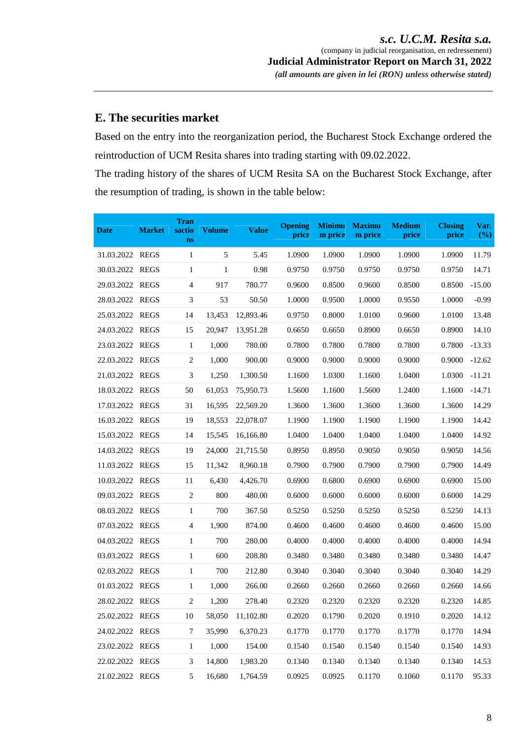## E. The securities market

Based on the entry into the reorganization period, the Bucharest Stock Exchange ordered the reintroduction of UCM Resita shares into trading starting with 09.02.2022.

The trading history of the shares of UCM Resita SA on the Bucharest Stock Exchange, after the resumption of trading, is shown in the table below:

| Date | Market | Transactions | Volume | Value | Opening price | Minimum price | Maximum price | Medium price | Closing price | Var. (%) |
|---|---|---|---|---|---|---|---|---|---|---|
| 31.03.2022 | REGS | 1 | 5 | 5.45 | 1.0900 | 1.0900 | 1.0900 | 1.0900 | 1.0900 | 11.79 |
| 30.03.2022 | REGS | 1 | 1 | 0.98 | 0.9750 | 0.9750 | 0.9750 | 0.9750 | 0.9750 | 14.71 |
| 29.03.2022 | REGS | 4 | 917 | 780.77 | 0.9600 | 0.8500 | 0.9600 | 0.8500 | 0.8500 | -15.00 |
| 28.03.2022 | REGS | 3 | 53 | 50.50 | 1.0000 | 0.9500 | 1.0000 | 0.9550 | 1.0000 | -0.99 |
| 25.03.2022 | REGS | 14 | 13,453 | 12,893.46 | 0.9750 | 0.8000 | 1.0100 | 0.9600 | 1.0100 | 13.48 |
| 24.03.2022 | REGS | 15 | 20,947 | 13,951.28 | 0.6650 | 0.6650 | 0.8900 | 0.6650 | 0.8900 | 14.10 |
| 23.03.2022 | REGS | 1 | 1,000 | 780.00 | 0.7800 | 0.7800 | 0.7800 | 0.7800 | 0.7800 | -13.33 |
| 22.03.2022 | REGS | 2 | 1,000 | 900.00 | 0.9000 | 0.9000 | 0.9000 | 0.9000 | 0.9000 | -12.62 |
| 21.03.2022 | REGS | 3 | 1,250 | 1,300.50 | 1.1600 | 1.0300 | 1.1600 | 1.0400 | 1.0300 | -11.21 |
| 18.03.2022 | REGS | 50 | 61,053 | 75,950.73 | 1.5600 | 1.1600 | 1.5600 | 1.2400 | 1.1600 | -14.71 |
| 17.03.2022 | REGS | 31 | 16,595 | 22,569.20 | 1.3600 | 1.3600 | 1.3600 | 1.3600 | 1.3600 | 14.29 |
| 16.03.2022 | REGS | 19 | 18,553 | 22,078.07 | 1.1900 | 1.1900 | 1.1900 | 1.1900 | 1.1900 | 14.42 |
| 15.03.2022 | REGS | 14 | 15,545 | 16,166.80 | 1.0400 | 1.0400 | 1.0400 | 1.0400 | 1.0400 | 14.92 |
| 14.03.2022 | REGS | 19 | 24,000 | 21,715.50 | 0.8950 | 0.8950 | 0.9050 | 0.9050 | 0.9050 | 14.56 |
| 11.03.2022 | REGS | 15 | 11,342 | 8,960.18 | 0.7900 | 0.7900 | 0.7900 | 0.7900 | 0.7900 | 14.49 |
| 10.03.2022 | REGS | 11 | 6,430 | 4,426.70 | 0.6900 | 0.6800 | 0.6900 | 0.6900 | 0.6900 | 15.00 |
| 09.03.2022 | REGS | 2 | 800 | 480.00 | 0.6000 | 0.6000 | 0.6000 | 0.6000 | 0.6000 | 14.29 |
| 08.03.2022 | REGS | 1 | 700 | 367.50 | 0.5250 | 0.5250 | 0.5250 | 0.5250 | 0.5250 | 14.13 |
| 07.03.2022 | REGS | 4 | 1,900 | 874.00 | 0.4600 | 0.4600 | 0.4600 | 0.4600 | 0.4600 | 15.00 |
| 04.03.2022 | REGS | 1 | 700 | 280.00 | 0.4000 | 0.4000 | 0.4000 | 0.4000 | 0.4000 | 14.94 |
| 03.03.2022 | REGS | 1 | 600 | 208.80 | 0.3480 | 0.3480 | 0.3480 | 0.3480 | 0.3480 | 14.47 |
| 02.03.2022 | REGS | 1 | 700 | 212.80 | 0.3040 | 0.3040 | 0.3040 | 0.3040 | 0.3040 | 14.29 |
| 01.03.2022 | REGS | 1 | 1,000 | 266.00 | 0.2660 | 0.2660 | 0.2660 | 0.2660 | 0.2660 | 14.66 |
| 28.02.2022 | REGS | 2 | 1,200 | 278.40 | 0.2320 | 0.2320 | 0.2320 | 0.2320 | 0.2320 | 14.85 |
| 25.02.2022 | REGS | 10 | 58,050 | 11,102.80 | 0.2020 | 0.1790 | 0.2020 | 0.1910 | 0.2020 | 14.12 |
| 24.02.2022 | REGS | 7 | 35,990 | 6,370.23 | 0.1770 | 0.1770 | 0.1770 | 0.1770 | 0.1770 | 14.94 |
| 23.02.2022 | REGS | 1 | 1,000 | 154.00 | 0.1540 | 0.1540 | 0.1540 | 0.1540 | 0.1540 | 14.93 |
| 22.02.2022 | REGS | 3 | 14,800 | 1,983.20 | 0.1340 | 0.1340 | 0.1340 | 0.1340 | 0.1340 | 14.53 |
| 21.02.2022 | REGS | 5 | 16,680 | 1,764.59 | 0.0925 | 0.0925 | 0.1170 | 0.1060 | 0.1170 | 95.33 |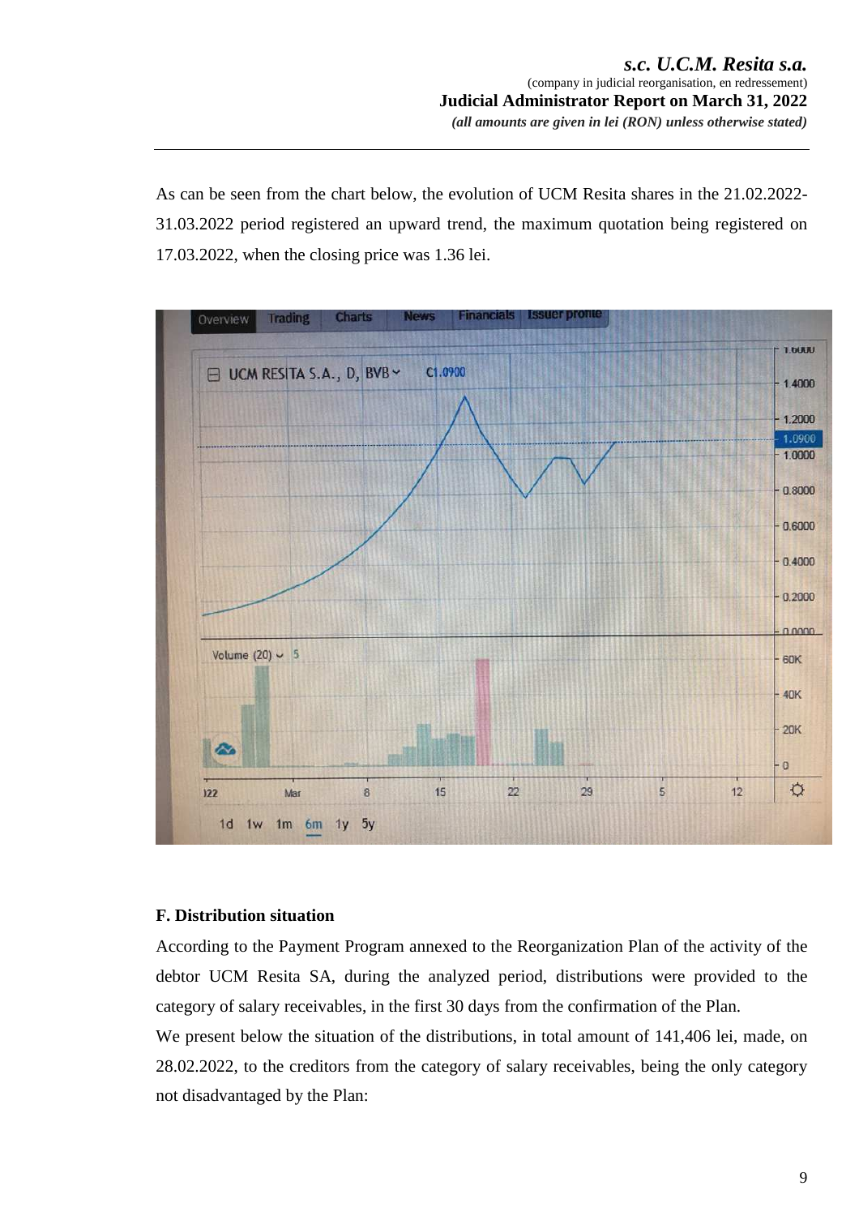As can be seen from the chart below, the evolution of UCM Resita shares in the 21.02.2022-31.03.2022 period registered an upward trend, the maximum quotation being registered on 17.03.2022, when the closing price was 1.36 lei.

### F. Distribution situation

According to the Payment Program annexed to the Reorganization Plan of the activity of the debtor UCM Resita SA, during the analyzed period, distributions were provided to the category of salary receivables, in the first 30 days from the confirmation of the Plan.

We present below the situation of the distributions, in total amount of 141,406 lei, made, on 28.02.2022, to the creditors from the category of salary receivables, being the only category not disadvantaged by the Plan: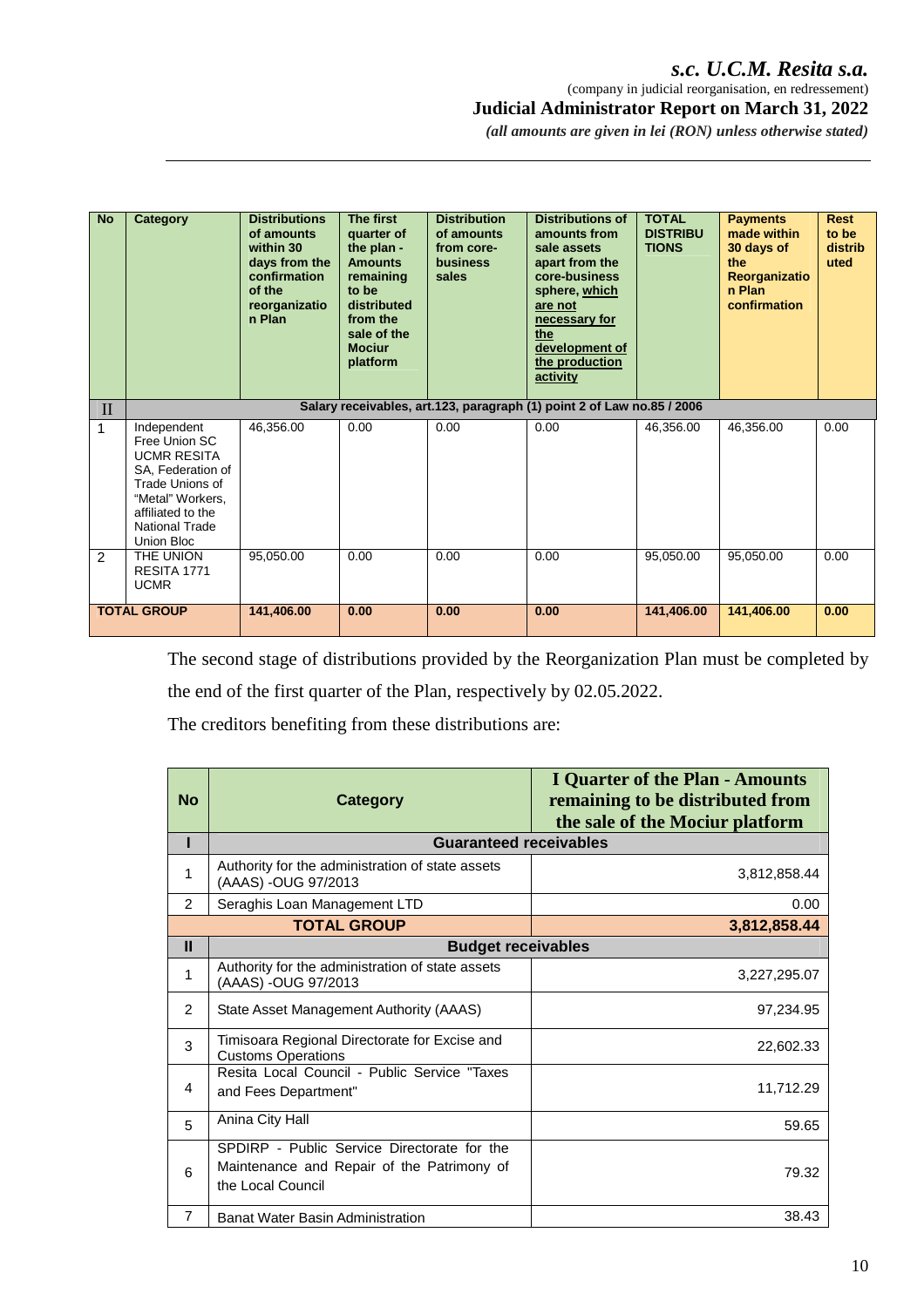| No | Category | Distributions of amounts within 30 days from the confirmation of the reorganization Plan | The first quarter of the plan - Amounts remaining to be distributed from the sale of the Mociur platform | Distribution of amounts from core-business sales | Distributions of amounts from sale assets apart from the core-business sphere, which are not necessary for the development of the production activity | TOTAL DISTRIBUTIONS | Payments made within 30 days of the Reorganization Plan confirmation | Rest to be distributed |
|---|---|---|---|---|---|---|---|---|
| II | Salary receivables, art.123, paragraph (1) point 2 of Law no.85 / 2006 | | | | | | | |
| 1 | Independent Free Union SC UCMR RESITA SA, Federation of Trade Unions of "Metal" Workers, affiliated to the National Trade Union Bloc | 46,356.00 | 0.00 | 0.00 | 0.00 | 46,356.00 | 46,356.00 | 0.00 |
| 2 | THE UNION RESITA 1771 UCMR | 95,050.00 | 0.00 | 0.00 | 0.00 | 95,050.00 | 95,050.00 | 0.00 |
| **TOTAL GROUP** | | **141,406.00** | **0.00** | **0.00** | **0.00** | **141,406.00** | **141,406.00** | **0.00** |

The second stage of distributions provided by the Reorganization Plan must be completed by the end of the first quarter of the Plan, respectively by 02.05.2022.

The creditors benefiting from these distributions are:

| No | Category | I Quarter of the Plan - Amounts remaining to be distributed from the sale of the Mociur platform |
|---|---|---|
| **I** | **Guaranteed receivables** | |
| 1 | Authority for the administration of state assets (AAAS) -OUG 97/2013 | 3,812,858.44 |
| 2 | Seraghis Loan Management LTD | 0.00 |
| **TOTAL GROUP** | | **3,812,858.44** |
| **II** | **Budget receivables** | |
| 1 | Authority for the administration of state assets (AAAS) -OUG 97/2013 | 3,227,295.07 |
| 2 | State Asset Management Authority (AAAS) | 97,234.95 |
| 3 | Timisoara Regional Directorate for Excise and Customs Operations | 22,602.33 |
| 4 | Resita Local Council - Public Service "Taxes and Fees Department" | 11,712.29 |
| 5 | Anina City Hall | 59.65 |
| 6 | SPDIRP - Public Service Directorate for the Maintenance and Repair of the Patrimony of the Local Council | 79.32 |
| 7 | Banat Water Basin Administration | 38.43 |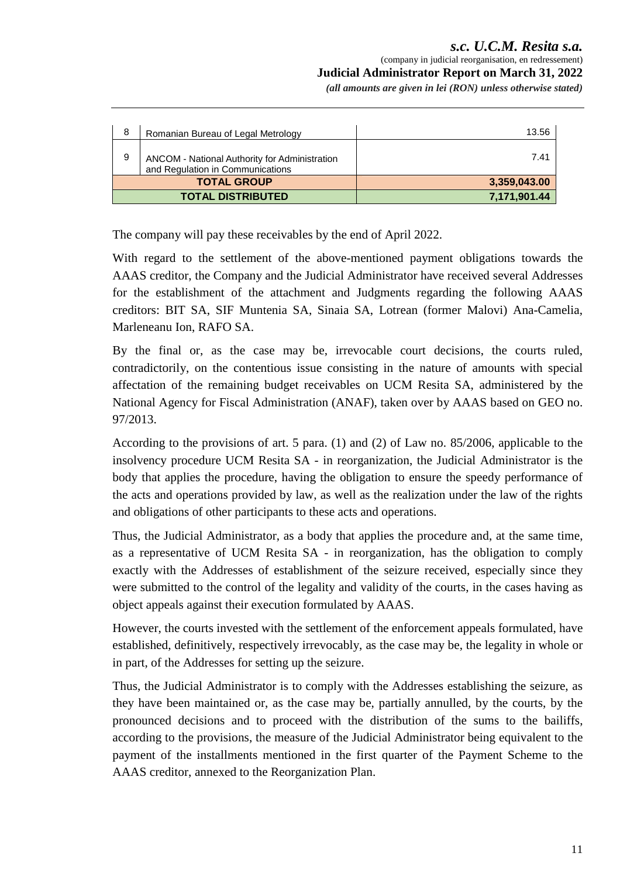| | | |
|---|---|---|
| 8 | Romanian Bureau of Legal Metrology | 13.56 |
| 9 | ANCOM - National Authority for Administration and Regulation in Communications | 7.41 |
| **TOTAL GROUP** | | **3,359,043.00** |
| **TOTAL DISTRIBUTED** | | **7,171,901.44** |

The company will pay these receivables by the end of April 2022.

With regard to the settlement of the above-mentioned payment obligations towards the AAAS creditor, the Company and the Judicial Administrator have received several Addresses for the establishment of the attachment and Judgments regarding the following AAAS creditors: BIT SA, SIF Muntenia SA, Sinaia SA, Lotrean (former Malovi) Ana-Camelia, Marleneanu Ion, RAFO SA.

By the final or, as the case may be, irrevocable court decisions, the courts ruled, contradictorily, on the contentious issue consisting in the nature of amounts with special affectation of the remaining budget receivables on UCM Resita SA, administered by the National Agency for Fiscal Administration (ANAF), taken over by AAAS based on GEO no. 97/2013.

According to the provisions of art. 5 para. (1) and (2) of Law no. 85/2006, applicable to the insolvency procedure UCM Resita SA - in reorganization, the Judicial Administrator is the body that applies the procedure, having the obligation to ensure the speedy performance of the acts and operations provided by law, as well as the realization under the law of the rights and obligations of other participants to these acts and operations.

Thus, the Judicial Administrator, as a body that applies the procedure and, at the same time, as a representative of UCM Resita SA - in reorganization, has the obligation to comply exactly with the Addresses of establishment of the seizure received, especially since they were submitted to the control of the legality and validity of the courts, in the cases having as object appeals against their execution formulated by AAAS.

However, the courts invested with the settlement of the enforcement appeals formulated, have established, definitively, respectively irrevocably, as the case may be, the legality in whole or in part, of the Addresses for setting up the seizure.

Thus, the Judicial Administrator is to comply with the Addresses establishing the seizure, as they have been maintained or, as the case may be, partially annulled, by the courts, by the pronounced decisions and to proceed with the distribution of the sums to the bailiffs, according to the provisions, the measure of the Judicial Administrator being equivalent to the payment of the installments mentioned in the first quarter of the Payment Scheme to the AAAS creditor, annexed to the Reorganization Plan.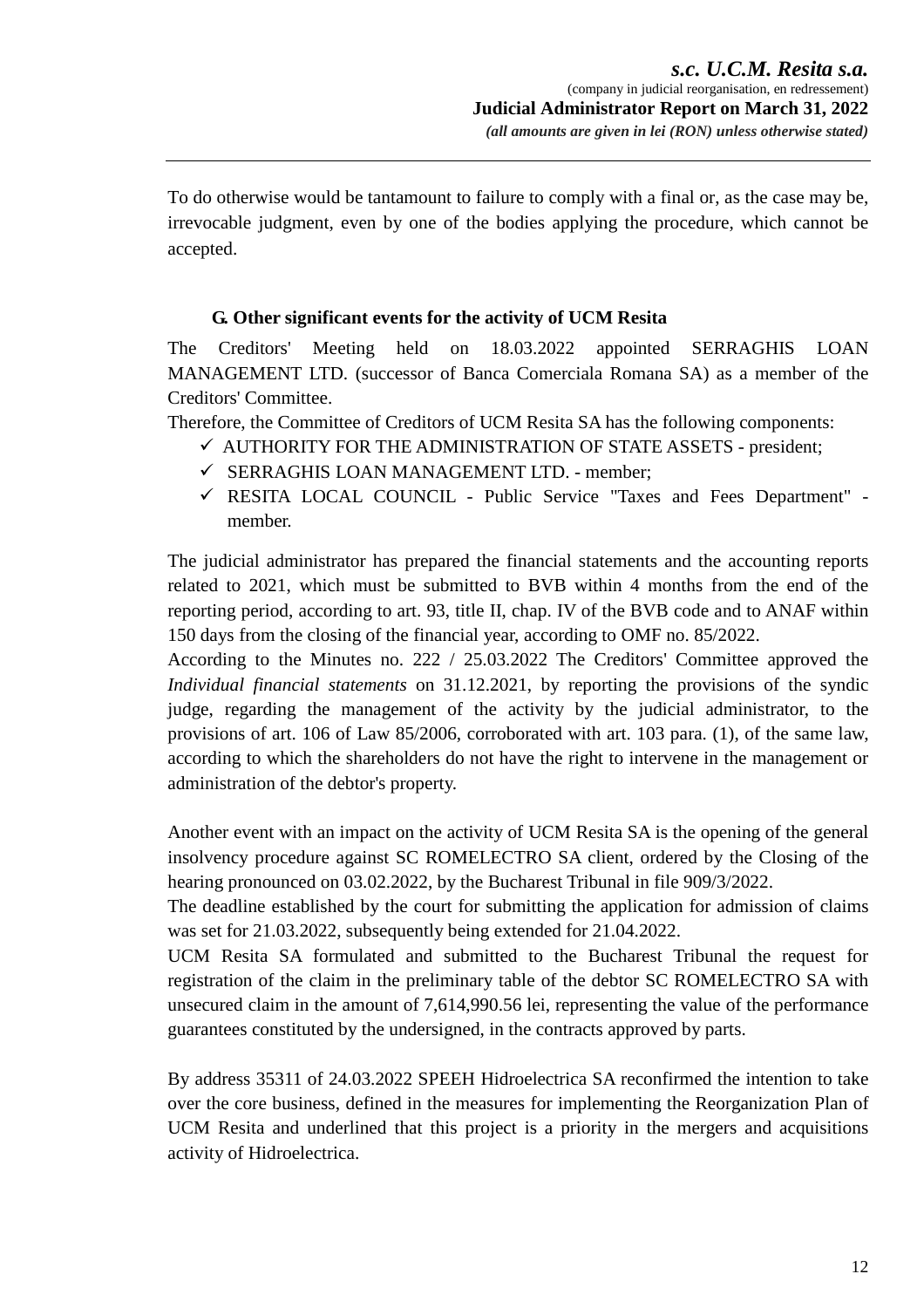To do otherwise would be tantamount to failure to comply with a final or, as the case may be, irrevocable judgment, even by one of the bodies applying the procedure, which cannot be accepted.

### G. Other significant events for the activity of UCM Resita

The Creditors' Meeting held on 18.03.2022 appointed SERRAGHIS LOAN MANAGEMENT LTD. (successor of Banca Comerciala Romana SA) as a member of the Creditors' Committee.

Therefore, the Committee of Creditors of UCM Resita SA has the following components:

- ✓ AUTHORITY FOR THE ADMINISTRATION OF STATE ASSETS - president;
- ✓ SERRAGHIS LOAN MANAGEMENT LTD. - member;
- ✓ RESITA LOCAL COUNCIL - Public Service "Taxes and Fees Department" - member.

The judicial administrator has prepared the financial statements and the accounting reports related to 2021, which must be submitted to BVB within 4 months from the end of the reporting period, according to art. 93, title II, chap. IV of the BVB code and to ANAF within 150 days from the closing of the financial year, according to OMF no. 85/2022.

According to the Minutes no. 222 / 25.03.2022 The Creditors' Committee approved the *Individual financial statements* on 31.12.2021, by reporting the provisions of the syndic judge, regarding the management of the activity by the judicial administrator, to the provisions of art. 106 of Law 85/2006, corroborated with art. 103 para. (1), of the same law, according to which the shareholders do not have the right to intervene in the management or administration of the debtor's property.

Another event with an impact on the activity of UCM Resita SA is the opening of the general insolvency procedure against SC ROMELECTRO SA client, ordered by the Closing of the hearing pronounced on 03.02.2022, by the Bucharest Tribunal in file 909/3/2022.

The deadline established by the court for submitting the application for admission of claims was set for 21.03.2022, subsequently being extended for 21.04.2022.

UCM Resita SA formulated and submitted to the Bucharest Tribunal the request for registration of the claim in the preliminary table of the debtor SC ROMELECTRO SA with unsecured claim in the amount of 7,614,990.56 lei, representing the value of the performance guarantees constituted by the undersigned, in the contracts approved by parts.

By address 35311 of 24.03.2022 SPEEH Hidroelectrica SA reconfirmed the intention to take over the core business, defined in the measures for implementing the Reorganization Plan of UCM Resita and underlined that this project is a priority in the mergers and acquisitions activity of Hidroelectrica.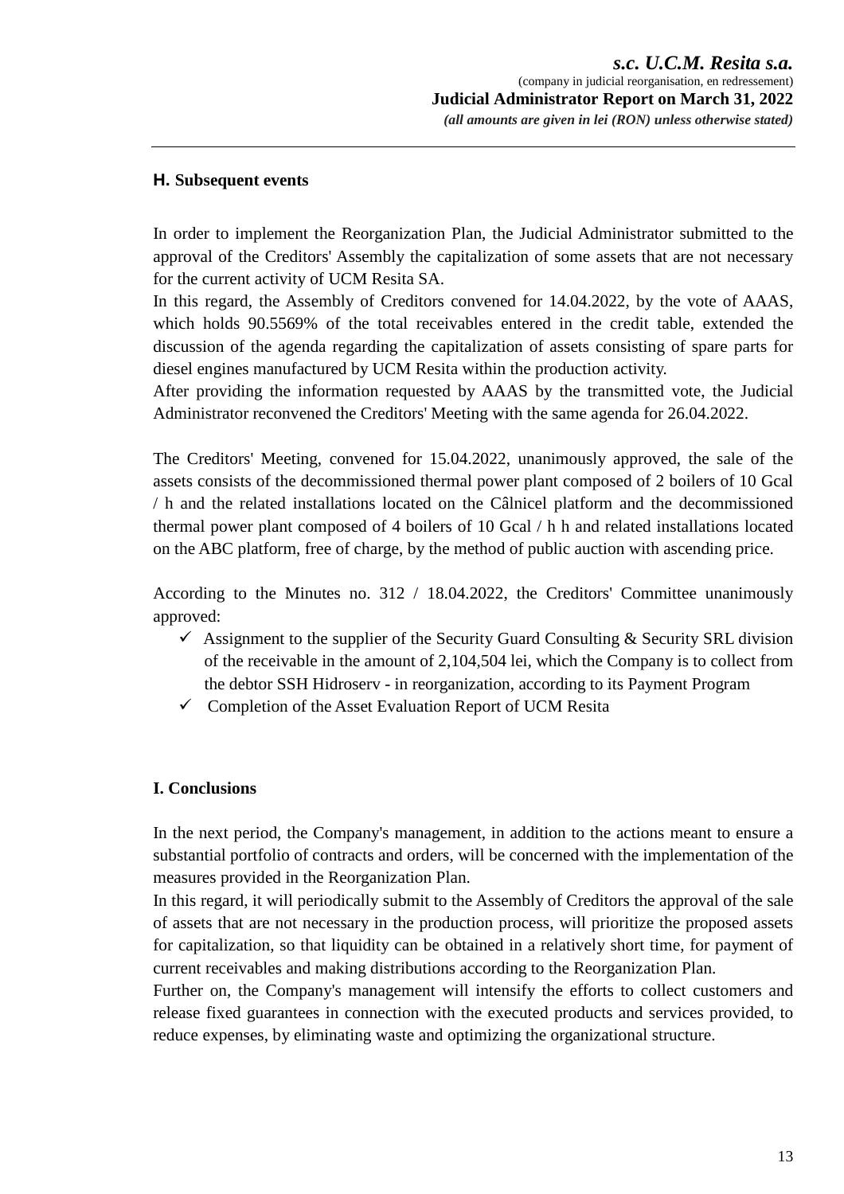## H. Subsequent events

In order to implement the Reorganization Plan, the Judicial Administrator submitted to the approval of the Creditors' Assembly the capitalization of some assets that are not necessary for the current activity of UCM Resita SA.
In this regard, the Assembly of Creditors convened for 14.04.2022, by the vote of AAAS, which holds 90.5569% of the total receivables entered in the credit table, extended the discussion of the agenda regarding the capitalization of assets consisting of spare parts for diesel engines manufactured by UCM Resita within the production activity.
After providing the information requested by AAAS by the transmitted vote, the Judicial Administrator reconvened the Creditors' Meeting with the same agenda for 26.04.2022.

The Creditors' Meeting, convened for 15.04.2022, unanimously approved, the sale of the assets consists of the decommissioned thermal power plant composed of 2 boilers of 10 Gcal / h and the related installations located on the Câlnicel platform and the decommissioned thermal power plant composed of 4 boilers of 10 Gcal / h h and related installations located on the ABC platform, free of charge, by the method of public auction with ascending price.

According to the Minutes no. 312 / 18.04.2022, the Creditors' Committee unanimously approved:

- ✓ Assignment to the supplier of the Security Guard Consulting & Security SRL division of the receivable in the amount of 2,104,504 lei, which the Company is to collect from the debtor SSH Hidroserv - in reorganization, according to its Payment Program
- ✓ Completion of the Asset Evaluation Report of UCM Resita

## I. Conclusions

In the next period, the Company's management, in addition to the actions meant to ensure a substantial portfolio of contracts and orders, will be concerned with the implementation of the measures provided in the Reorganization Plan.
In this regard, it will periodically submit to the Assembly of Creditors the approval of the sale of assets that are not necessary in the production process, will prioritize the proposed assets for capitalization, so that liquidity can be obtained in a relatively short time, for payment of current receivables and making distributions according to the Reorganization Plan.
Further on, the Company's management will intensify the efforts to collect customers and release fixed guarantees in connection with the executed products and services provided, to reduce expenses, by eliminating waste and optimizing the organizational structure.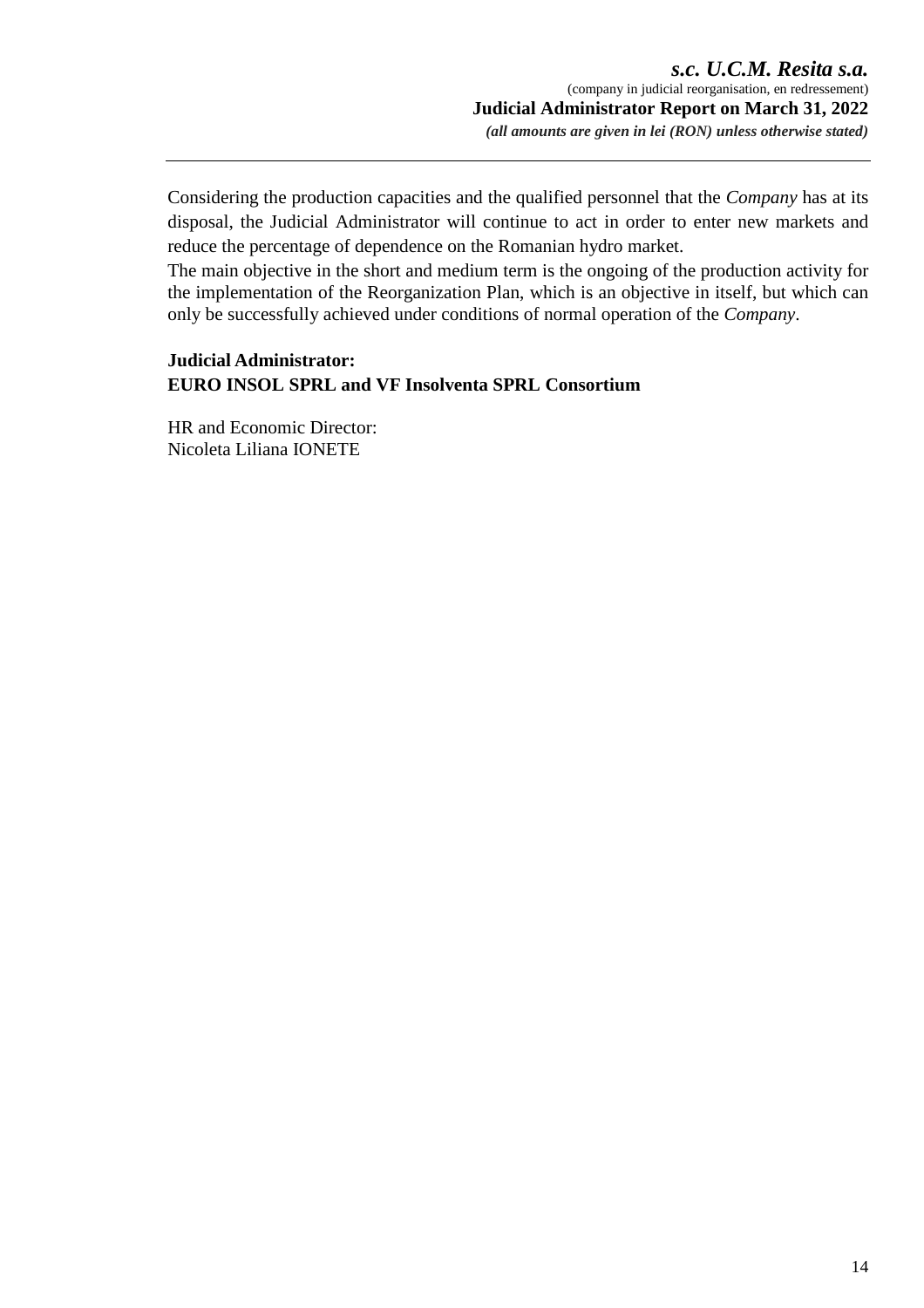Considering the production capacities and the qualified personnel that the *Company* has at its disposal, the Judicial Administrator will continue to act in order to enter new markets and reduce the percentage of dependence on the Romanian hydro market.

The main objective in the short and medium term is the ongoing of the production activity for the implementation of the Reorganization Plan, which is an objective in itself, but which can only be successfully achieved under conditions of normal operation of the *Company*.

**Judicial Administrator:**
**EURO INSOL SPRL and VF Insolventa SPRL Consortium**

HR and Economic Director:
Nicoleta Liliana IONETE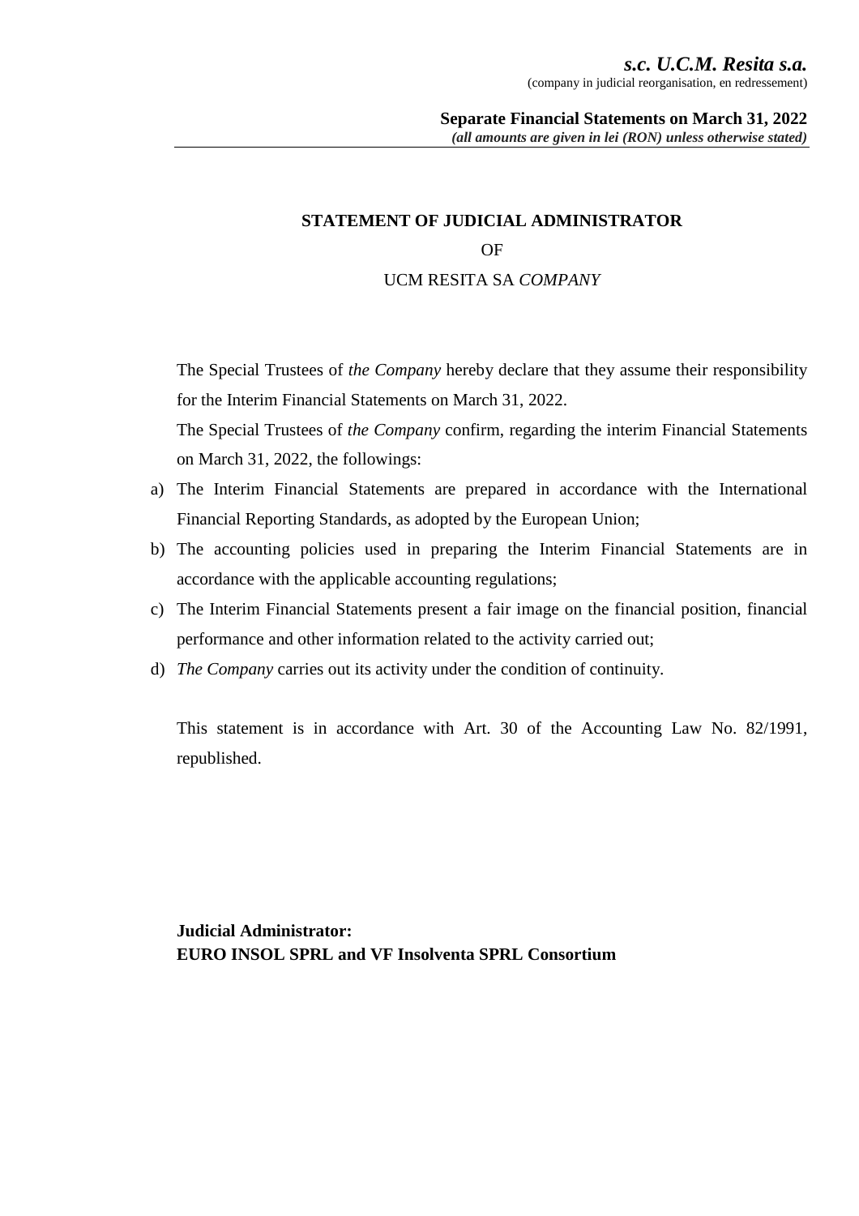**STATEMENT OF JUDICIAL ADMINISTRATOR**

OF

UCM RESITA SA *COMPANY*

The Special Trustees of *the Company* hereby declare that they assume their responsibility for the Interim Financial Statements on March 31, 2022.

The Special Trustees of *the Company* confirm, regarding the interim Financial Statements on March 31, 2022, the followings:

a) The Interim Financial Statements are prepared in accordance with the International Financial Reporting Standards, as adopted by the European Union;
b) The accounting policies used in preparing the Interim Financial Statements are in accordance with the applicable accounting regulations;
c) The Interim Financial Statements present a fair image on the financial position, financial performance and other information related to the activity carried out;
d) *The Company* carries out its activity under the condition of continuity.

This statement is in accordance with Art. 30 of the Accounting Law No. 82/1991, republished.

**Judicial Administrator:**
**EURO INSOL SPRL and VF Insolventa SPRL Consortium**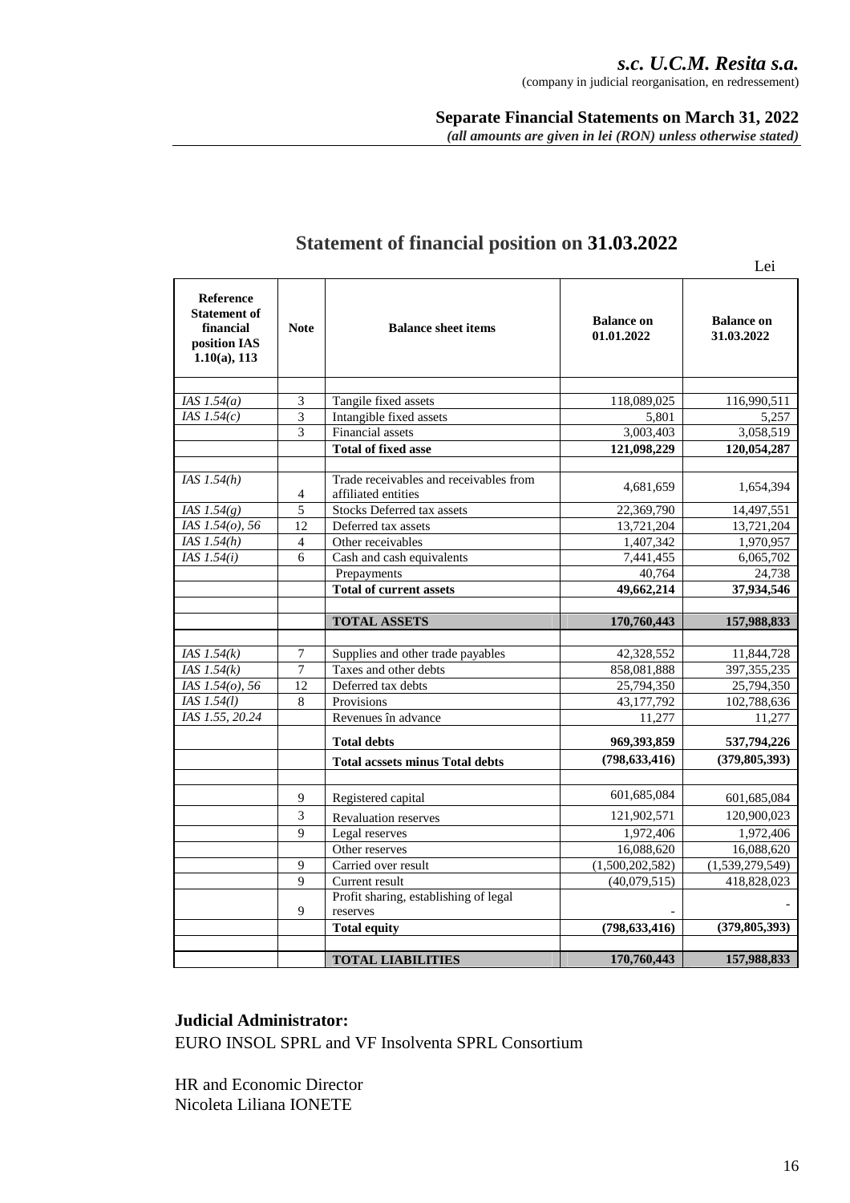*s.c. U.C.M. Resita s.a.*
(company in judicial reorganisation, en redressement)

**Separate Financial Statements on March 31, 2022**
*(all amounts are given in lei (RON) unless otherwise stated)*

# Statement of financial position on 31.03.2022

Lei

| Reference Statement of financial position IAS 1.10(a), 113 | Note | Balance sheet items | Balance on 01.01.2022 | Balance on 31.03.2022 |
|---|---|---|---|---|
| | | | | |
| *IAS 1.54(a)* | 3 | Tangile fixed assets | 118,089,025 | 116,990,511 |
| *IAS 1.54(c)* | 3 | Intangible fixed assets | 5,801 | 5,257 |
| | 3 | Financial assets | 3,003,403 | 3,058,519 |
| | | **Total of fixed asse** | **121,098,229** | **120,054,287** |
| | | | | |
| *IAS 1.54(h)* | 4 | Trade receivables and receivables from affiliated entities | 4,681,659 | 1,654,394 |
| *IAS 1.54(g)* | 5 | Stocks Deferred tax assets | 22,369,790 | 14,497,551 |
| *IAS 1.54(o), 56* | 12 | Deferred tax assets | 13,721,204 | 13,721,204 |
| *IAS 1.54(h)* | 4 | Other receivables | 1,407,342 | 1,970,957 |
| *IAS 1.54(i)* | 6 | Cash and cash equivalents | 7,441,455 | 6,065,702 |
| | | Prepayments | 40,764 | 24,738 |
| | | **Total of current assets** | **49,662,214** | **37,934,546** |
| | | | | |
| | | **TOTAL ASSETS** | **170,760,443** | **157,988,833** |
| | | | | |
| *IAS 1.54(k)* | 7 | Supplies and other trade payables | 42,328,552 | 11,844,728 |
| *IAS 1.54(k)* | 7 | Taxes and other debts | 858,081,888 | 397,355,235 |
| *IAS 1.54(o), 56* | 12 | Deferred tax debts | 25,794,350 | 25,794,350 |
| *IAS 1.54(l)* | 8 | Provisions | 43,177,792 | 102,788,636 |
| *IAS 1.55, 20.24* | | Revenues în advance | 11,277 | 11,277 |
| | | **Total debts** | **969,393,859** | **537,794,226** |
| | | **Total acssets minus Total debts** | **(798,633,416)** | **(379,805,393)** |
| | | | | |
| | 9 | Registered capital | 601,685,084 | 601,685,084 |
| | 3 | Revaluation reserves | 121,902,571 | 120,900,023 |
| | 9 | Legal reserves | 1,972,406 | 1,972,406 |
| | | Other reserves | 16,088,620 | 16,088,620 |
| | 9 | Carried over result | (1,500,202,582) | (1,539,279,549) |
| | 9 | Current result | (40,079,515) | 418,828,023 |
| | 9 | Profit sharing, establishing of legal reserves | - | - |
| | | **Total equity** | **(798,633,416)** | **(379,805,393)** |
| | | | | |
| | | **TOTAL LIABILITIES** | **170,760,443** | **157,988,833** |

**Judicial Administrator:**
EURO INSOL SPRL and VF Insolventa SPRL Consortium

HR and Economic Director
Nicoleta Liliana IONETE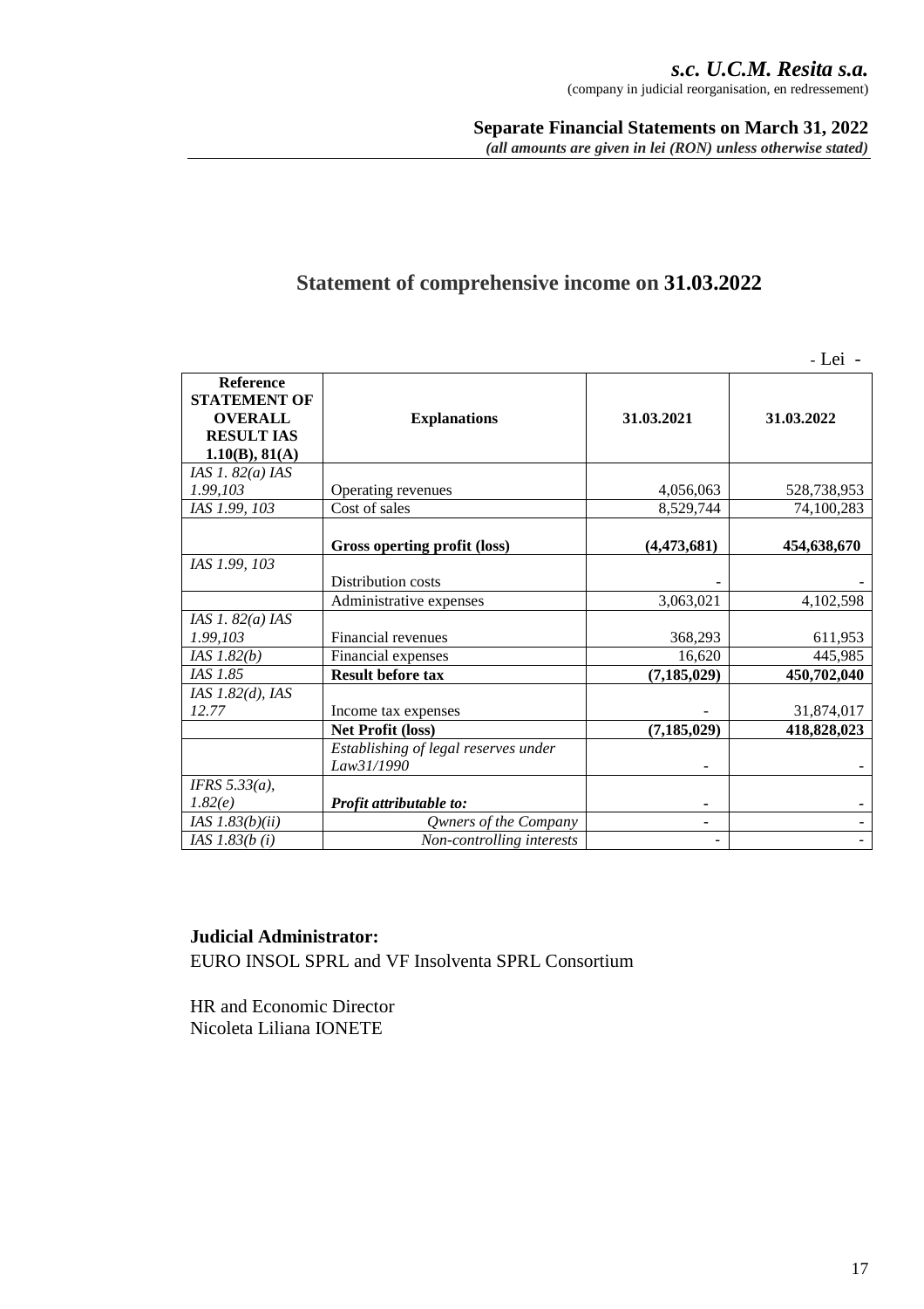# Statement of comprehensive income on 31.03.2022

- Lei -

| Reference STATEMENT OF OVERALL RESULT IAS 1.10(B), 81(A) | Explanations | 31.03.2021 | 31.03.2022 |
|---|---|---|---|
| *IAS 1. 82(a) IAS 1.99,103* | Operating revenues | 4,056,063 | 528,738,953 |
| *IAS 1.99, 103* | Cost of sales | 8,529,744 | 74,100,283 |
| | **Gross operting profit (loss)** | **(4,473,681)** | **454,638,670** |
| *IAS 1.99, 103* | Distribution costs | - | - |
| | Administrative expenses | 3,063,021 | 4,102,598 |
| *IAS 1. 82(a) IAS 1.99,103* | Financial revenues | 368,293 | 611,953 |
| *IAS 1.82(b)* | Financial expenses | 16,620 | 445,985 |
| *IAS 1.85* | **Result before tax** | **(7,185,029)** | **450,702,040** |
| *IAS 1.82(d), IAS 12.77* | Income tax expenses | - | 31,874,017 |
| | **Net Profit (loss)** | **(7,185,029)** | **418,828,023** |
| | *Establishing of legal reserves under Law31/1990* | - | - |
| *IFRS 5.33(a), 1.82(e)* | ***Profit attributable to:*** | - | - |
| *IAS 1.83(b)(ii)* | *Qwners of the Company* | - | - |
| *IAS 1.83(b (i)* | *Non-controlling interests* | - | - |

**Judicial Administrator:**
EURO INSOL SPRL and VF Insolventa SPRL Consortium

HR and Economic Director
Nicoleta Liliana IONETE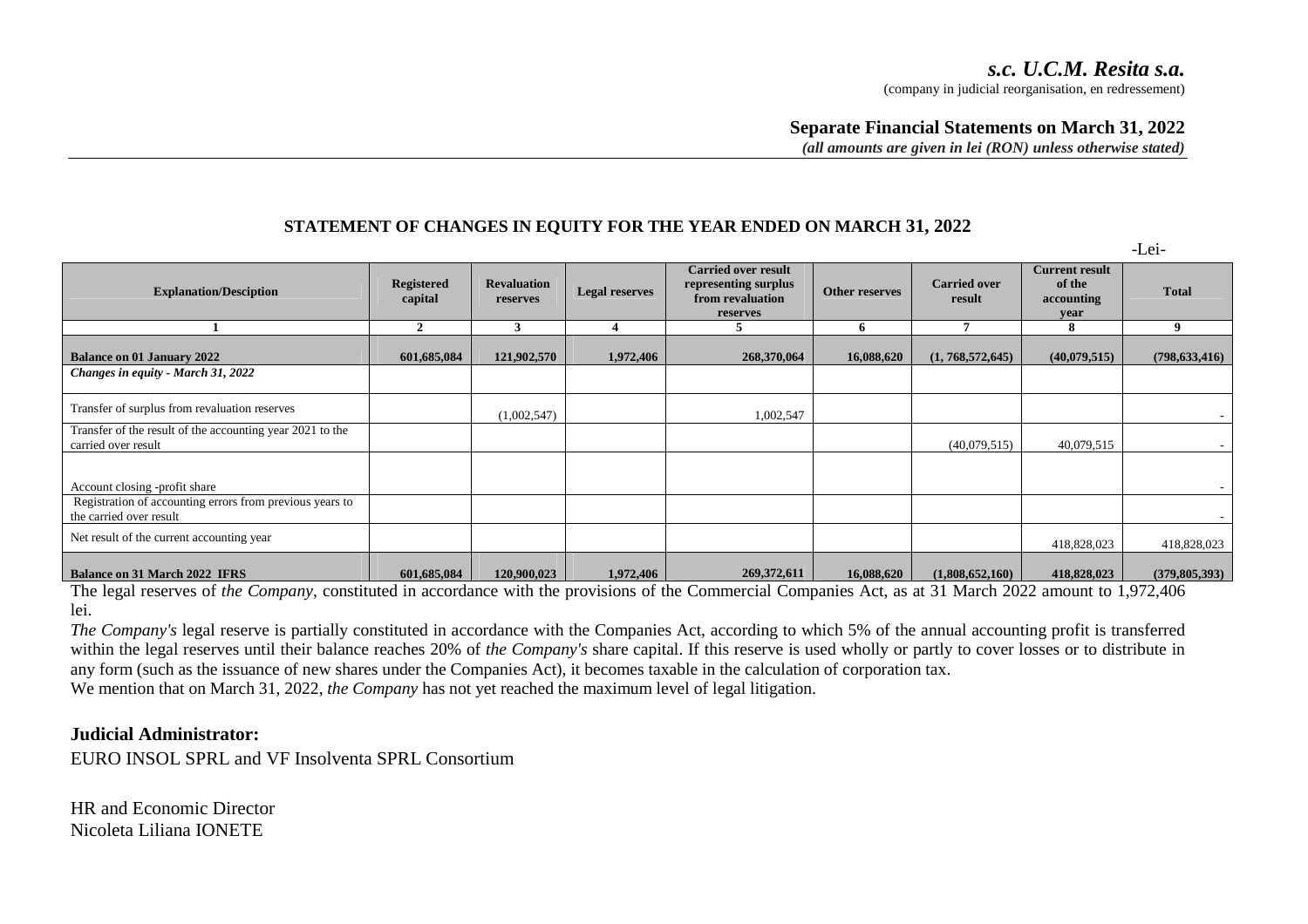**s.c. U.C.M. Resita s.a.**
(company in judicial reorganisation, en redressement)

**Separate Financial Statements on March 31, 2022**
*(all amounts are given in lei (RON) unless otherwise stated)*

## STATEMENT OF CHANGES IN EQUITY FOR THE YEAR ENDED ON MARCH 31, 2022

-Lei-

| Explanation/Desciption | Registered capital | Revaluation reserves | Legal reserves | Carried over result representing surplus from revaluation reserves | Other reserves | Carried over result | Current result of the accounting year | Total |
|---|---|---|---|---|---|---|---|---|
| 1 | 2 | 3 | 4 | 5 | 6 | 7 | 8 | 9 |
| **Balance on 01 January 2022** | **601,685,084** | **121,902,570** | **1,972,406** | **268,370,064** | **16,088,620** | **(1, 768,572,645)** | **(40,079,515)** | **(798,633,416)** |
| ***Changes in equity - March 31, 2022*** | | | | | | | | |
| Transfer of surplus from revaluation reserves | | (1,002,547) | | 1,002,547 | | | | - |
| Transfer of the result of the accounting year 2021 to the carried over result | | | | | | (40,079,515) | 40,079,515 | - |
| Account closing -profit share | | | | | | | | - |
| Registration of accounting errors from previous years to the carried over result | | | | | | | | - |
| Net result of the current accounting year | | | | | | | 418,828,023 | 418,828,023 |
| **Balance on 31 March 2022 IFRS** | **601,685,084** | **120,900,023** | **1,972,406** | **269,372,611** | **16,088,620** | **(1,808,652,160)** | **418,828,023** | **(379,805,393)** |

The legal reserves of *the Company*, constituted in accordance with the provisions of the Commercial Companies Act, as at 31 March 2022 amount to 1,972,406 lei.

*The Company's* legal reserve is partially constituted in accordance with the Companies Act, according to which 5% of the annual accounting profit is transferred within the legal reserves until their balance reaches 20% of *the Company's* share capital. If this reserve is used wholly or partly to cover losses or to distribute in any form (such as the issuance of new shares under the Companies Act), it becomes taxable in the calculation of corporation tax.

We mention that on March 31, 2022, *the Company* has not yet reached the maximum level of legal litigation.

**Judicial Administrator:**

EURO INSOL SPRL and VF Insolventa SPRL Consortium

HR and Economic Director
Nicoleta Liliana IONETE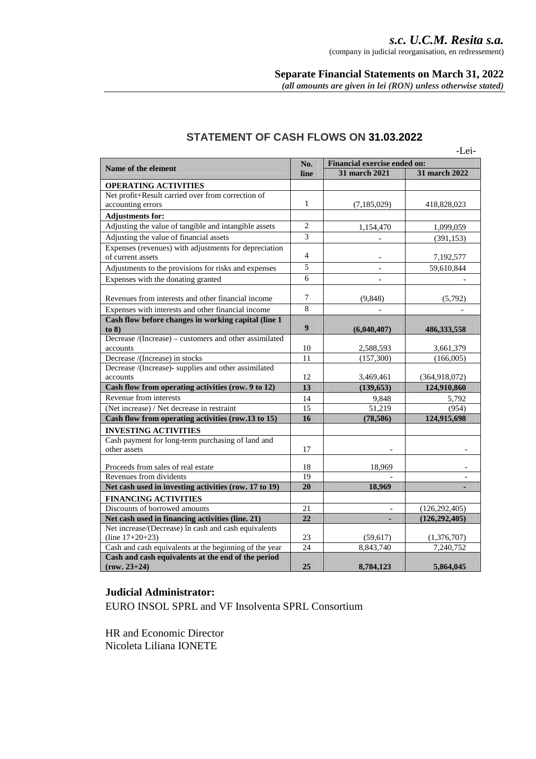**s.c. U.C.M. Resita s.a.**
(company in judicial reorganisation, en redressement)

**Separate Financial Statements on March 31, 2022**
***(all amounts are given in lei (RON) unless otherwise stated)***

## STATEMENT OF CASH FLOWS ON 31.03.2022

-Lei-

| Name of the element | No. line | Financial exercise ended on: 31 march 2021 | 31 march 2022 |
|---|---|---|---|
| **OPERATING ACTIVITIES** | | | |
| Net profit+Result carried over from correction of accounting errors | 1 | (7,185,029) | 418,828,023 |
| **Adjustments for:** | | | |
| Adjusting the value of tangible and intangible assets | 2 | 1,154,470 | 1,099,059 |
| Adjusting the value of financial assets | 3 | - | (391,153) |
| Expenses (revenues) with adjustments for depreciation of current assets | 4 | - | 7,192,577 |
| Adjustments to the provisions for risks and expenses | 5 | - | 59,610,844 |
| Expenses with the donating granted | 6 | - | - |
| Revenues from interests and other financial income | 7 | (9,848) | (5,792) |
| Expenses with interests and other financial income | 8 | - | - |
| **Cash flow before changes in working capital (line 1 to 8)** | **9** | **(6,040,407)** | **486,333,558** |
| Decrease /(Increase) – customers and other assimilated accounts | 10 | 2,588,593 | 3,661,379 |
| Decrease /(Increase) in stocks | 11 | (157,300) | (166,005) |
| Decrease /(Increase)- supplies and other assimilated accounts | 12 | 3,469,461 | (364,918,072) |
| **Cash flow from operating activities (row. 9 to 12)** | **13** | **(139,653)** | **124,910,860** |
| Revenue from interests | 14 | 9,848 | 5,792 |
| (Net increase) / Net decrease in restraint | 15 | 51,219 | (954) |
| **Cash flow from operating activities (row.13 to 15)** | **16** | **(78,586)** | **124,915,698** |
| **INVESTING ACTIVITIES** | | | |
| Cash payment for long-term purchasing of land and other assets | 17 | - | - |
| Proceeds from sales of real estate | 18 | 18,969 | - |
| Revenues from dividents | 19 | - | - |
| **Net cash used in investing activities (row. 17 to 19)** | **20** | **18,969** | **-** |
| **FINANCING ACTIVITIES** | | | |
| Discounts of borrowed amounts | 21 | - | (126,292,405) |
| **Net cash used in financing activities (line. 21)** | **22** | **-** | **(126,292,405)** |
| Net increase/(Decrease) în cash and cash equivalents (line 17+20+23) | 23 | (59,617) | (1,376,707) |
| Cash and cash equivalents at the beginning of the year | 24 | 8,843,740 | 7,240,752 |
| **Cash and cash equivalents at the end of the period (row. 23+24)** | **25** | **8,784,123** | **5,864,045** |

**Judicial Administrator:**
EURO INSOL SPRL and VF Insolventa SPRL Consortium

HR and Economic Director
Nicoleta Liliana IONETE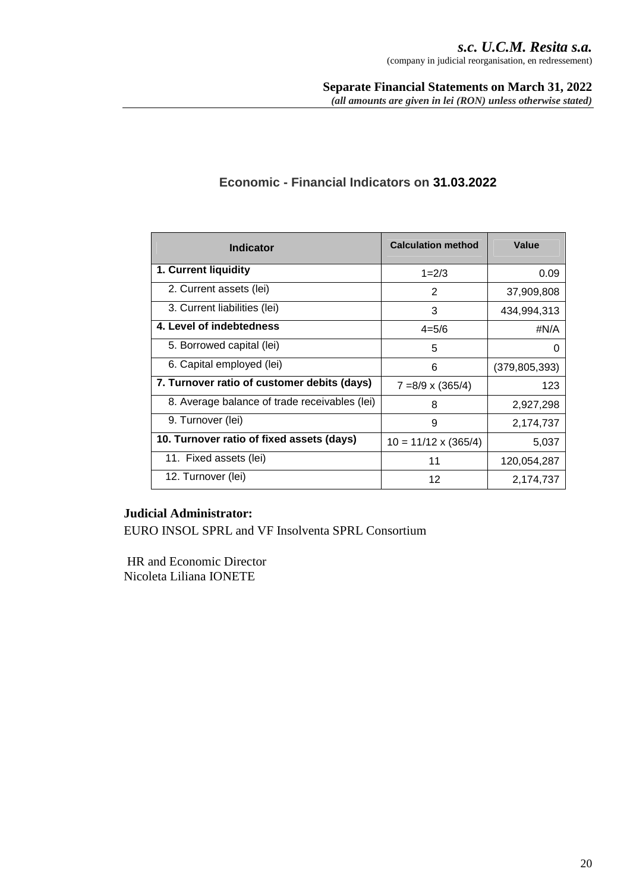## Economic - Financial Indicators on 31.03.2022

| Indicator | Calculation method | Value |
|---|---|---|
| **1. Current liquidity** | 1=2/3 | 0.09 |
| 2. Current assets (lei) | 2 | 37,909,808 |
| 3. Current liabilities (lei) | 3 | 434,994,313 |
| **4. Level of indebtedness** | 4=5/6 | #N/A |
| 5. Borrowed capital (lei) | 5 | 0 |
| 6. Capital employed (lei) | 6 | (379,805,393) |
| **7. Turnover ratio of customer debits (days)** | 7 =8/9 x (365/4) | 123 |
| 8. Average balance of trade receivables (lei) | 8 | 2,927,298 |
| 9. Turnover (lei) | 9 | 2,174,737 |
| **10. Turnover ratio of fixed assets (days)** | 10 = 11/12 x (365/4) | 5,037 |
| 11. Fixed assets (lei) | 11 | 120,054,287 |
| 12. Turnover (lei) | 12 | 2,174,737 |

**Judicial Administrator:**
EURO INSOL SPRL and VF Insolventa SPRL Consortium

HR and Economic Director
Nicoleta Liliana IONETE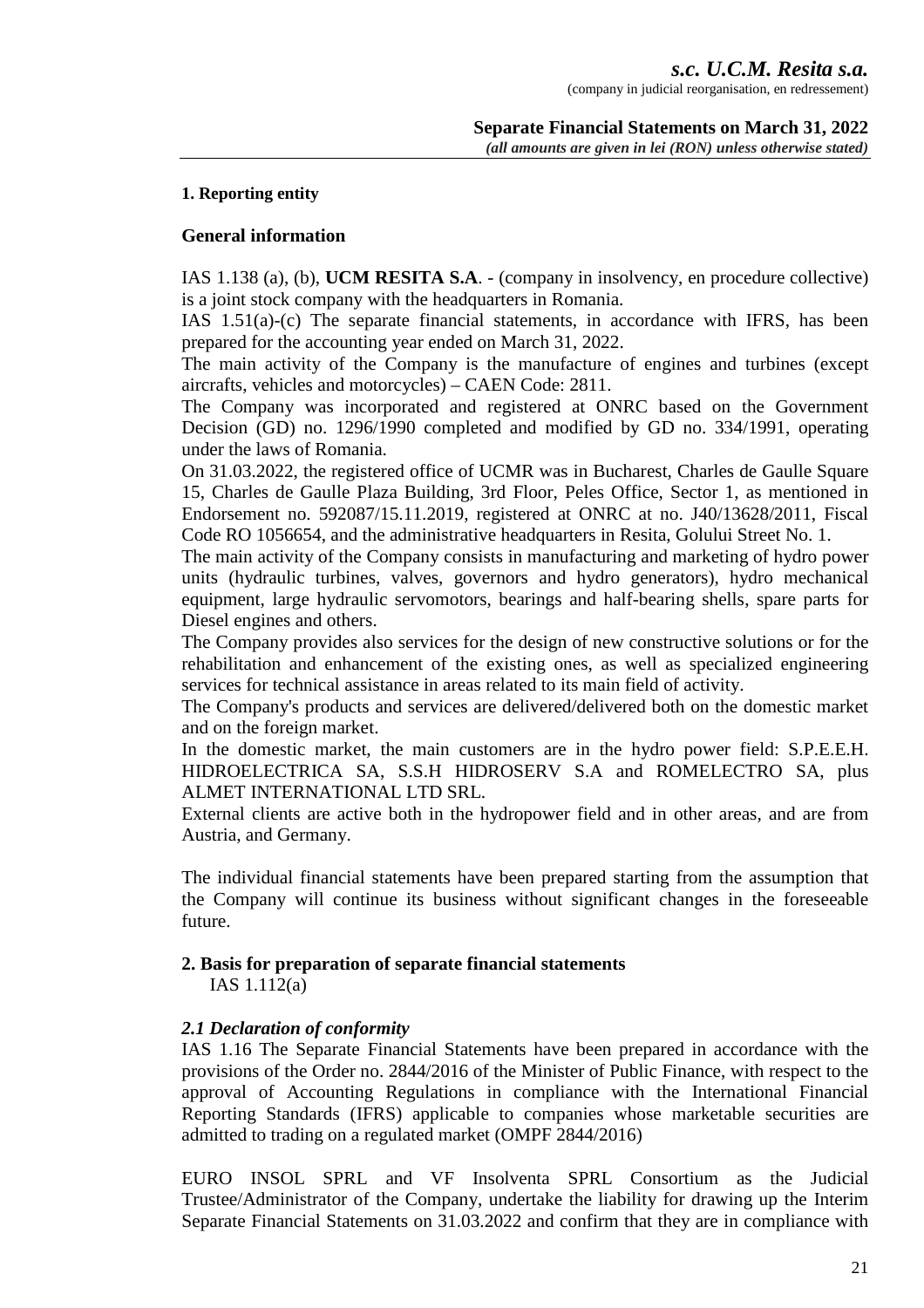### 1. Reporting entity

### General information

IAS 1.138 (a), (b), **UCM RESITA S.A**. - (company in insolvency, en procedure collective) is a joint stock company with the headquarters in Romania.

IAS 1.51(a)-(c) The separate financial statements, in accordance with IFRS, has been prepared for the accounting year ended on March 31, 2022.

The main activity of the Company is the manufacture of engines and turbines (except aircrafts, vehicles and motorcycles) – CAEN Code: 2811.

The Company was incorporated and registered at ONRC based on the Government Decision (GD) no. 1296/1990 completed and modified by GD no. 334/1991, operating under the laws of Romania.

On 31.03.2022, the registered office of UCMR was in Bucharest, Charles de Gaulle Square 15, Charles de Gaulle Plaza Building, 3rd Floor, Peles Office, Sector 1, as mentioned in Endorsement no. 592087/15.11.2019, registered at ONRC at no. J40/13628/2011, Fiscal Code RO 1056654, and the administrative headquarters in Resita, Golului Street No. 1.

The main activity of the Company consists in manufacturing and marketing of hydro power units (hydraulic turbines, valves, governors and hydro generators), hydro mechanical equipment, large hydraulic servomotors, bearings and half-bearing shells, spare parts for Diesel engines and others.

The Company provides also services for the design of new constructive solutions or for the rehabilitation and enhancement of the existing ones, as well as specialized engineering services for technical assistance in areas related to its main field of activity.

The Company's products and services are delivered/delivered both on the domestic market and on the foreign market.

In the domestic market, the main customers are in the hydro power field: S.P.E.E.H. HIDROELECTRICA SA, S.S.H HIDROSERV S.A and ROMELECTRO SA, plus ALMET INTERNATIONAL LTD SRL.

External clients are active both in the hydropower field and in other areas, and are from Austria, and Germany.

The individual financial statements have been prepared starting from the assumption that the Company will continue its business without significant changes in the foreseeable future.

### 2. Basis for preparation of separate financial statements

IAS 1.112(a)

#### *2.1 Declaration of conformity*

IAS 1.16 The Separate Financial Statements have been prepared in accordance with the provisions of the Order no. 2844/2016 of the Minister of Public Finance, with respect to the approval of Accounting Regulations in compliance with the International Financial Reporting Standards (IFRS) applicable to companies whose marketable securities are admitted to trading on a regulated market (OMPF 2844/2016)

EURO INSOL SPRL and VF Insolventa SPRL Consortium as the Judicial Trustee/Administrator of the Company, undertake the liability for drawing up the Interim Separate Financial Statements on 31.03.2022 and confirm that they are in compliance with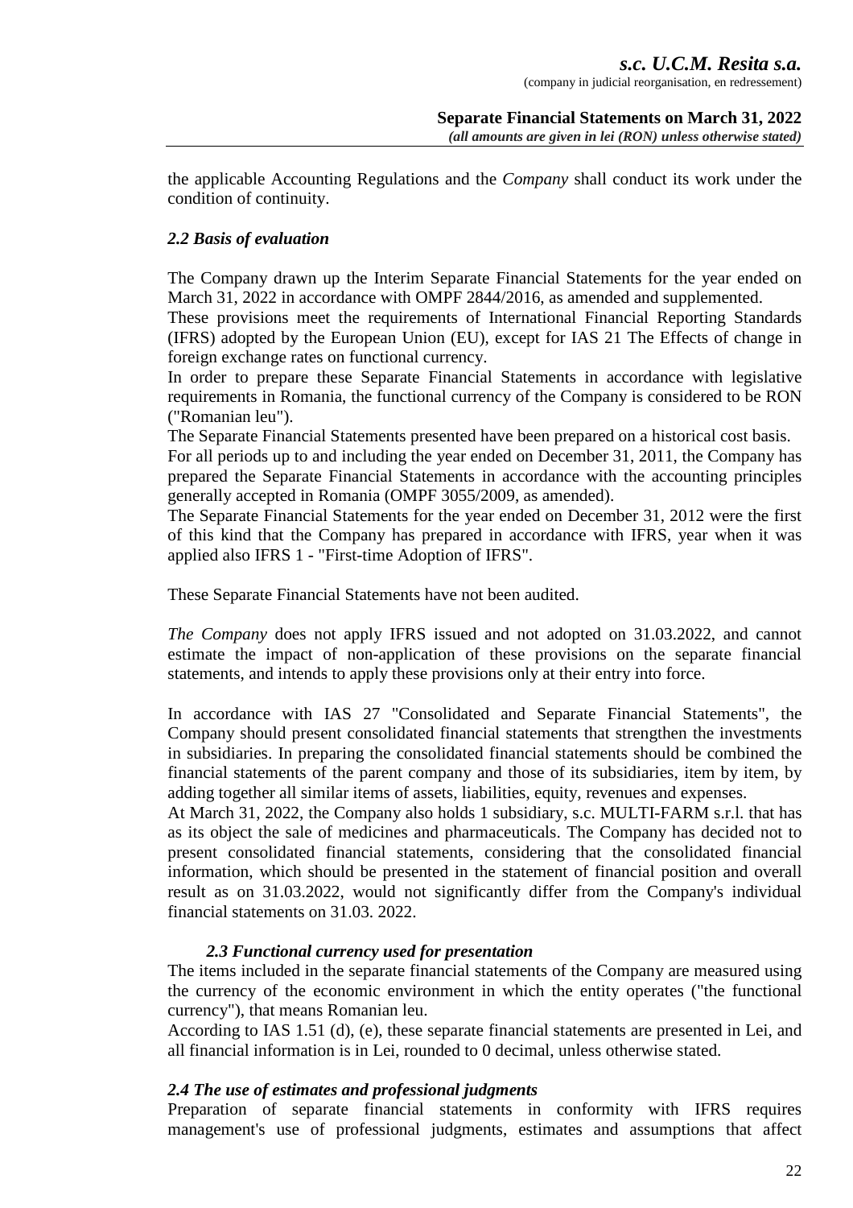the applicable Accounting Regulations and the *Company* shall conduct its work under the condition of continuity.

### *2.2 Basis of evaluation*

The Company drawn up the Interim Separate Financial Statements for the year ended on March 31, 2022 in accordance with OMPF 2844/2016, as amended and supplemented.
These provisions meet the requirements of International Financial Reporting Standards (IFRS) adopted by the European Union (EU), except for IAS 21 The Effects of change in foreign exchange rates on functional currency.
In order to prepare these Separate Financial Statements in accordance with legislative requirements in Romania, the functional currency of the Company is considered to be RON ("Romanian leu").
The Separate Financial Statements presented have been prepared on a historical cost basis.
For all periods up to and including the year ended on December 31, 2011, the Company has prepared the Separate Financial Statements in accordance with the accounting principles generally accepted in Romania (OMPF 3055/2009, as amended).
The Separate Financial Statements for the year ended on December 31, 2012 were the first of this kind that the Company has prepared in accordance with IFRS, year when it was applied also IFRS 1 - "First-time Adoption of IFRS".

These Separate Financial Statements have not been audited.

*The Company* does not apply IFRS issued and not adopted on 31.03.2022, and cannot estimate the impact of non-application of these provisions on the separate financial statements, and intends to apply these provisions only at their entry into force.

In accordance with IAS 27 "Consolidated and Separate Financial Statements", the Company should present consolidated financial statements that strengthen the investments in subsidiaries. In preparing the consolidated financial statements should be combined the financial statements of the parent company and those of its subsidiaries, item by item, by adding together all similar items of assets, liabilities, equity, revenues and expenses.
At March 31, 2022, the Company also holds 1 subsidiary, s.c. MULTI-FARM s.r.l. that has as its object the sale of medicines and pharmaceuticals. The Company has decided not to present consolidated financial statements, considering that the consolidated financial information, which should be presented in the statement of financial position and overall result as on 31.03.2022, would not significantly differ from the Company's individual financial statements on 31.03. 2022.

### *2.3 Functional currency used for presentation*

The items included in the separate financial statements of the Company are measured using the currency of the economic environment in which the entity operates ("the functional currency"), that means Romanian leu.
According to IAS 1.51 (d), (e), these separate financial statements are presented in Lei, and all financial information is in Lei, rounded to 0 decimal, unless otherwise stated.

### *2.4 The use of estimates and professional judgments*

Preparation of separate financial statements in conformity with IFRS requires management's use of professional judgments, estimates and assumptions that affect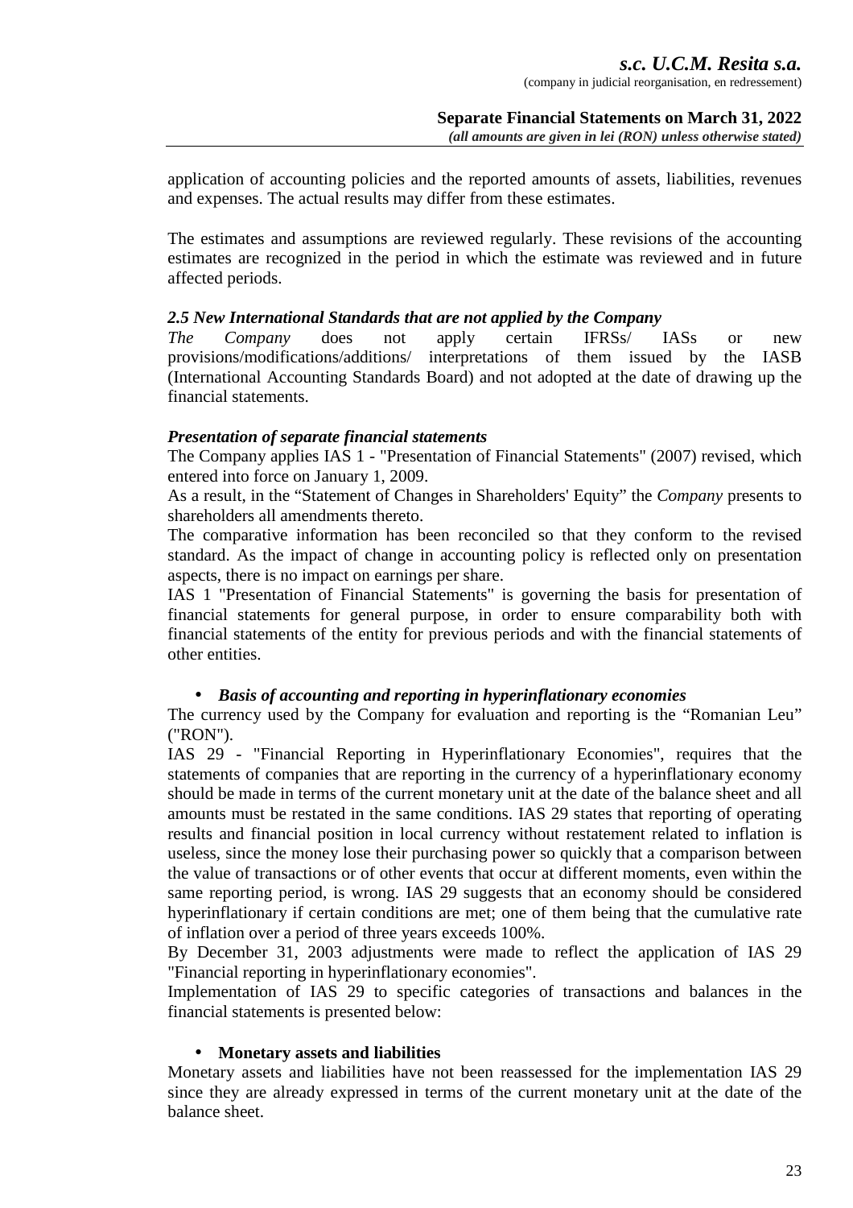application of accounting policies and the reported amounts of assets, liabilities, revenues and expenses. The actual results may differ from these estimates.

The estimates and assumptions are reviewed regularly. These revisions of the accounting estimates are recognized in the period in which the estimate was reviewed and in future affected periods.

### *2.5 New International Standards that are not applied by the Company*

*The Company* does not apply certain IFRSs/ IASs or new provisions/modifications/additions/ interpretations of them issued by the IASB (International Accounting Standards Board) and not adopted at the date of drawing up the financial statements.

### *Presentation of separate financial statements*

The Company applies IAS 1 - "Presentation of Financial Statements" (2007) revised, which entered into force on January 1, 2009.

As a result, in the "Statement of Changes in Shareholders' Equity" the *Company* presents to shareholders all amendments thereto.

The comparative information has been reconciled so that they conform to the revised standard. As the impact of change in accounting policy is reflected only on presentation aspects, there is no impact on earnings per share.

IAS 1 "Presentation of Financial Statements" is governing the basis for presentation of financial statements for general purpose, in order to ensure comparability both with financial statements of the entity for previous periods and with the financial statements of other entities.

- ***Basis of accounting and reporting in hyperinflationary economies***

The currency used by the Company for evaluation and reporting is the "Romanian Leu" ("RON").

IAS 29 - "Financial Reporting in Hyperinflationary Economies", requires that the statements of companies that are reporting in the currency of a hyperinflationary economy should be made in terms of the current monetary unit at the date of the balance sheet and all amounts must be restated in the same conditions. IAS 29 states that reporting of operating results and financial position in local currency without restatement related to inflation is useless, since the money lose their purchasing power so quickly that a comparison between the value of transactions or of other events that occur at different moments, even within the same reporting period, is wrong. IAS 29 suggests that an economy should be considered hyperinflationary if certain conditions are met; one of them being that the cumulative rate of inflation over a period of three years exceeds 100%.

By December 31, 2003 adjustments were made to reflect the application of IAS 29 "Financial reporting in hyperinflationary economies".

Implementation of IAS 29 to specific categories of transactions and balances in the financial statements is presented below:

- **Monetary assets and liabilities**

Monetary assets and liabilities have not been reassessed for the implementation IAS 29 since they are already expressed in terms of the current monetary unit at the date of the balance sheet.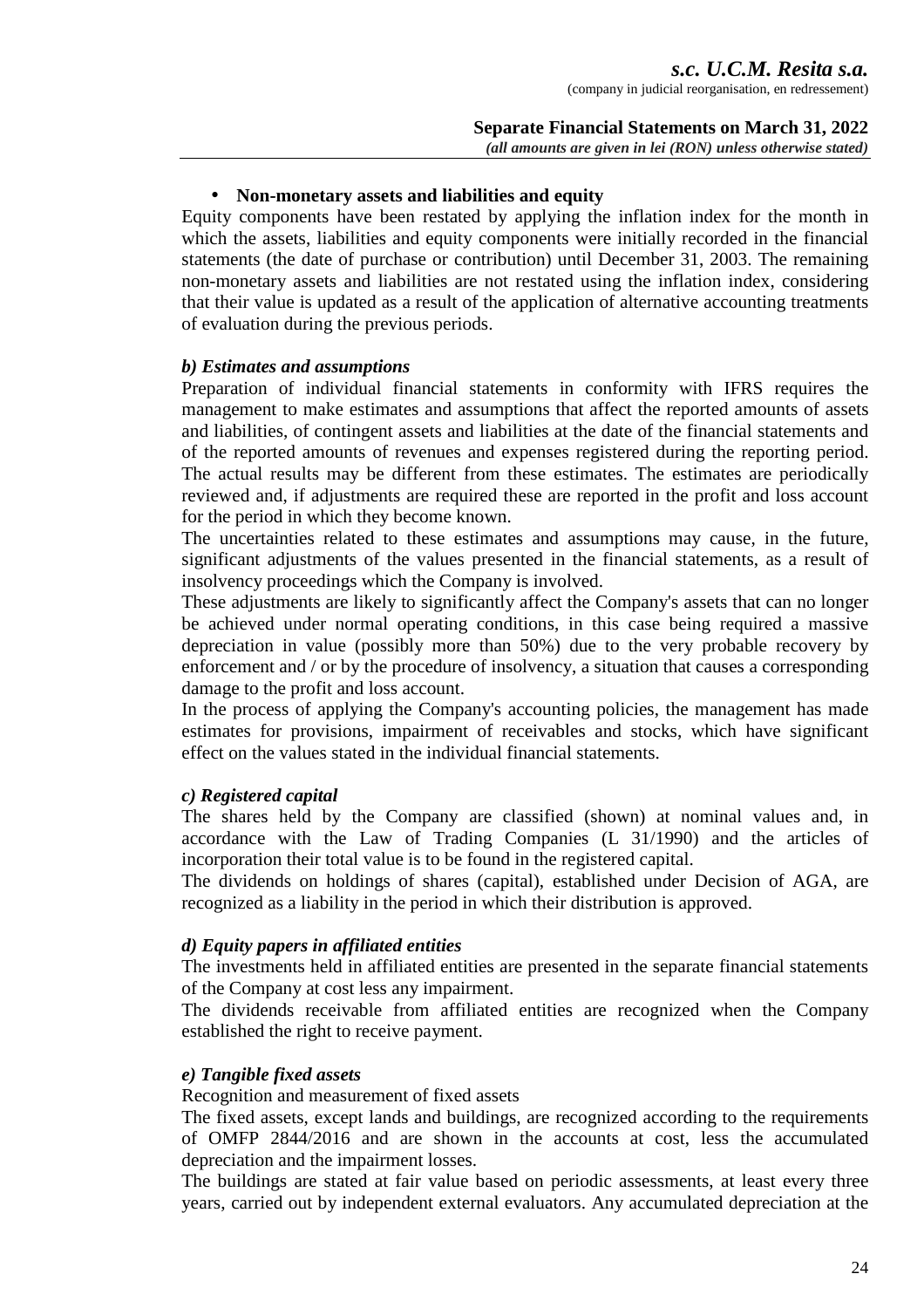- **Non-monetary assets and liabilities and equity**

Equity components have been restated by applying the inflation index for the month in which the assets, liabilities and equity components were initially recorded in the financial statements (the date of purchase or contribution) until December 31, 2003. The remaining non-monetary assets and liabilities are not restated using the inflation index, considering that their value is updated as a result of the application of alternative accounting treatments of evaluation during the previous periods.

***b) Estimates and assumptions***

Preparation of individual financial statements in conformity with IFRS requires the management to make estimates and assumptions that affect the reported amounts of assets and liabilities, of contingent assets and liabilities at the date of the financial statements and of the reported amounts of revenues and expenses registered during the reporting period. The actual results may be different from these estimates. The estimates are periodically reviewed and, if adjustments are required these are reported in the profit and loss account for the period in which they become known.

The uncertainties related to these estimates and assumptions may cause, in the future, significant adjustments of the values presented in the financial statements, as a result of insolvency proceedings which the Company is involved.

These adjustments are likely to significantly affect the Company's assets that can no longer be achieved under normal operating conditions, in this case being required a massive depreciation in value (possibly more than 50%) due to the very probable recovery by enforcement and / or by the procedure of insolvency, a situation that causes a corresponding damage to the profit and loss account.

In the process of applying the Company's accounting policies, the management has made estimates for provisions, impairment of receivables and stocks, which have significant effect on the values stated in the individual financial statements.

***c) Registered capital***

The shares held by the Company are classified (shown) at nominal values and, in accordance with the Law of Trading Companies (L 31/1990) and the articles of incorporation their total value is to be found in the registered capital.

The dividends on holdings of shares (capital), established under Decision of AGA, are recognized as a liability in the period in which their distribution is approved.

***d) Equity papers in affiliated entities***

The investments held in affiliated entities are presented in the separate financial statements of the Company at cost less any impairment.

The dividends receivable from affiliated entities are recognized when the Company established the right to receive payment.

***e) Tangible fixed assets***

Recognition and measurement of fixed assets

The fixed assets, except lands and buildings, are recognized according to the requirements of OMFP 2844/2016 and are shown in the accounts at cost, less the accumulated depreciation and the impairment losses.

The buildings are stated at fair value based on periodic assessments, at least every three years, carried out by independent external evaluators. Any accumulated depreciation at the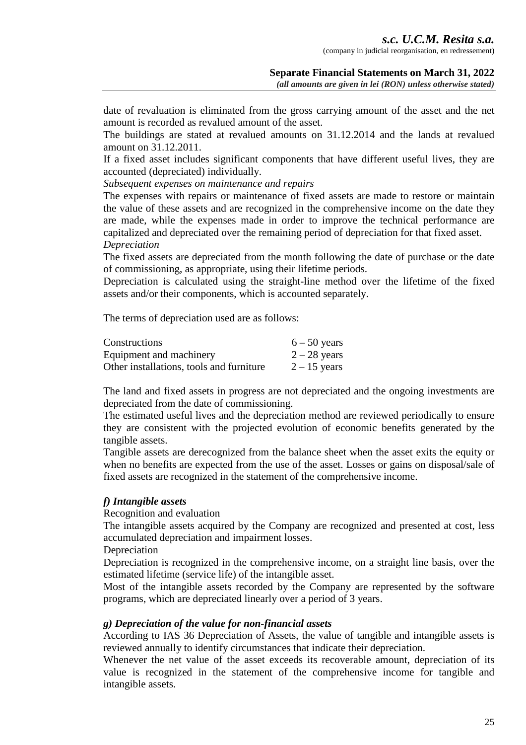date of revaluation is eliminated from the gross carrying amount of the asset and the net amount is recorded as revalued amount of the asset.

The buildings are stated at revalued amounts on 31.12.2014 and the lands at revalued amount on 31.12.2011.

If a fixed asset includes significant components that have different useful lives, they are accounted (depreciated) individually.

*Subsequent expenses on maintenance and repairs*

The expenses with repairs or maintenance of fixed assets are made to restore or maintain the value of these assets and are recognized in the comprehensive income on the date they are made, while the expenses made in order to improve the technical performance are capitalized and depreciated over the remaining period of depreciation for that fixed asset.

*Depreciation*

The fixed assets are depreciated from the month following the date of purchase or the date of commissioning, as appropriate, using their lifetime periods.

Depreciation is calculated using the straight-line method over the lifetime of the fixed assets and/or their components, which is accounted separately.

The terms of depreciation used are as follows:

| | |
|---|---|
| Constructions | 6 – 50 years |
| Equipment and machinery | 2 – 28 years |
| Other installations, tools and furniture | 2 – 15 years |

The land and fixed assets in progress are not depreciated and the ongoing investments are depreciated from the date of commissioning.

The estimated useful lives and the depreciation method are reviewed periodically to ensure they are consistent with the projected evolution of economic benefits generated by the tangible assets.

Tangible assets are derecognized from the balance sheet when the asset exits the equity or when no benefits are expected from the use of the asset. Losses or gains on disposal/sale of fixed assets are recognized in the statement of the comprehensive income.

***f) Intangible assets***

Recognition and evaluation

The intangible assets acquired by the Company are recognized and presented at cost, less accumulated depreciation and impairment losses.

Depreciation

Depreciation is recognized in the comprehensive income, on a straight line basis, over the estimated lifetime (service life) of the intangible asset.

Most of the intangible assets recorded by the Company are represented by the software programs, which are depreciated linearly over a period of 3 years.

***g) Depreciation of the value for non-financial assets***

According to IAS 36 Depreciation of Assets, the value of tangible and intangible assets is reviewed annually to identify circumstances that indicate their depreciation.

Whenever the net value of the asset exceeds its recoverable amount, depreciation of its value is recognized in the statement of the comprehensive income for tangible and intangible assets.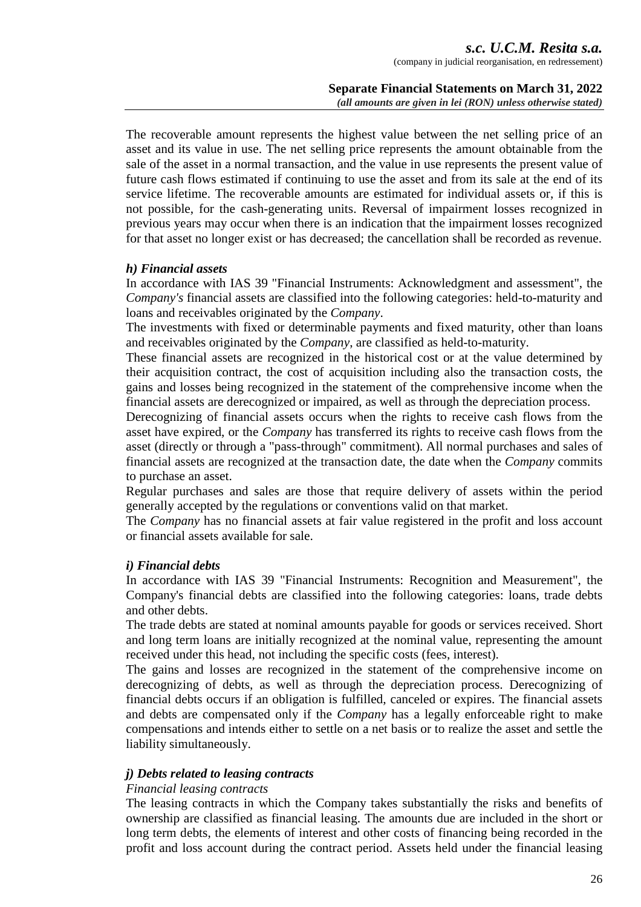The recoverable amount represents the highest value between the net selling price of an asset and its value in use. The net selling price represents the amount obtainable from the sale of the asset in a normal transaction, and the value in use represents the present value of future cash flows estimated if continuing to use the asset and from its sale at the end of its service lifetime. The recoverable amounts are estimated for individual assets or, if this is not possible, for the cash-generating units. Reversal of impairment losses recognized in previous years may occur when there is an indication that the impairment losses recognized for that asset no longer exist or has decreased; the cancellation shall be recorded as revenue.

### *h) Financial assets*

In accordance with IAS 39 "Financial Instruments: Acknowledgment and assessment", the *Company's* financial assets are classified into the following categories: held-to-maturity and loans and receivables originated by the *Company*.

The investments with fixed or determinable payments and fixed maturity, other than loans and receivables originated by the *Company*, are classified as held-to-maturity.

These financial assets are recognized in the historical cost or at the value determined by their acquisition contract, the cost of acquisition including also the transaction costs, the gains and losses being recognized in the statement of the comprehensive income when the financial assets are derecognized or impaired, as well as through the depreciation process.

Derecognizing of financial assets occurs when the rights to receive cash flows from the asset have expired, or the *Company* has transferred its rights to receive cash flows from the asset (directly or through a "pass-through" commitment). All normal purchases and sales of financial assets are recognized at the transaction date, the date when the *Company* commits to purchase an asset.

Regular purchases and sales are those that require delivery of assets within the period generally accepted by the regulations or conventions valid on that market.

The *Company* has no financial assets at fair value registered in the profit and loss account or financial assets available for sale.

### *i) Financial debts*

In accordance with IAS 39 "Financial Instruments: Recognition and Measurement", the Company's financial debts are classified into the following categories: loans, trade debts and other debts.

The trade debts are stated at nominal amounts payable for goods or services received. Short and long term loans are initially recognized at the nominal value, representing the amount received under this head, not including the specific costs (fees, interest).

The gains and losses are recognized in the statement of the comprehensive income on derecognizing of debts, as well as through the depreciation process. Derecognizing of financial debts occurs if an obligation is fulfilled, canceled or expires. The financial assets and debts are compensated only if the *Company* has a legally enforceable right to make compensations and intends either to settle on a net basis or to realize the asset and settle the liability simultaneously.

### *j) Debts related to leasing contracts*

*Financial leasing contracts*

The leasing contracts in which the Company takes substantially the risks and benefits of ownership are classified as financial leasing. The amounts due are included in the short or long term debts, the elements of interest and other costs of financing being recorded in the profit and loss account during the contract period. Assets held under the financial leasing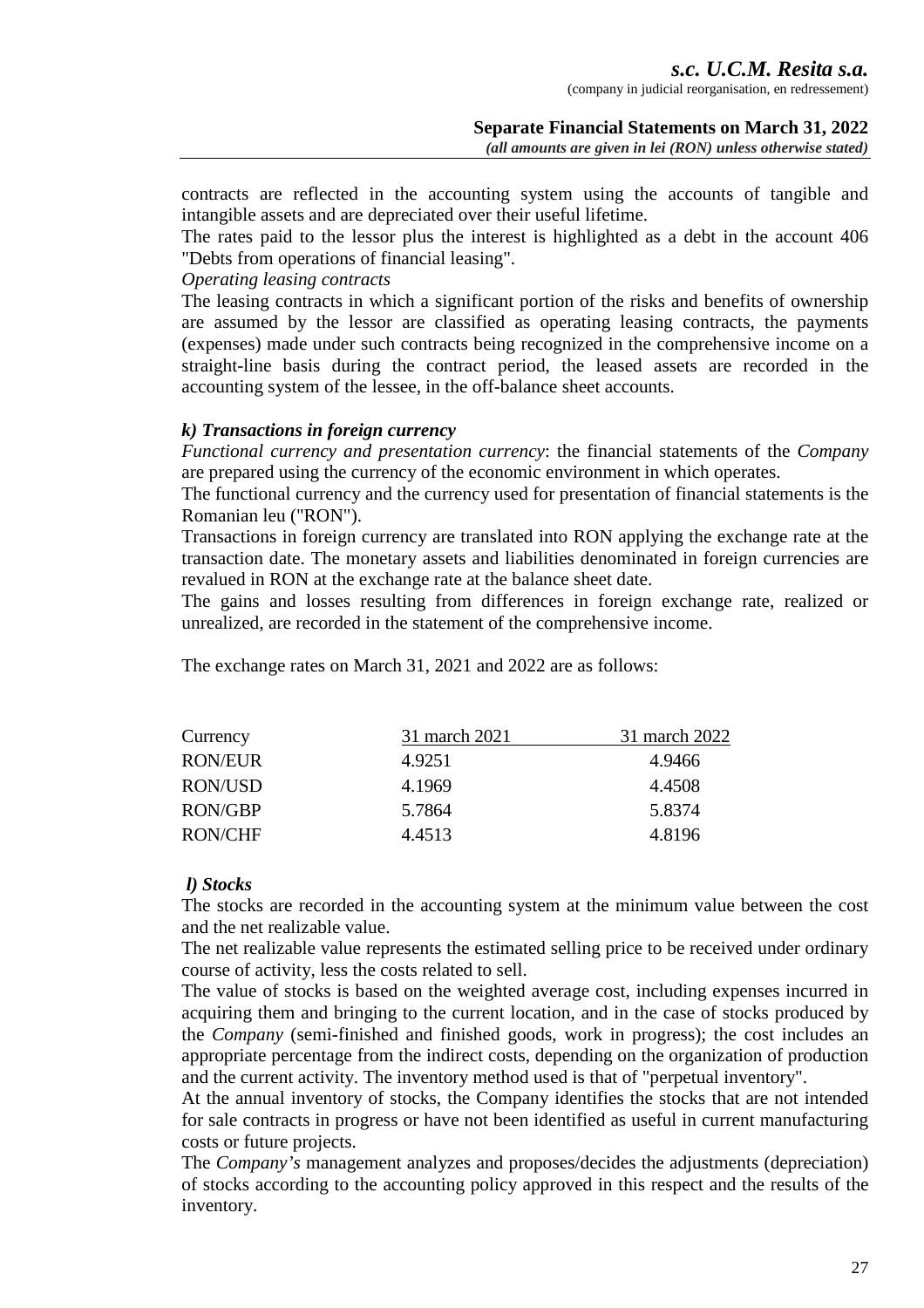contracts are reflected in the accounting system using the accounts of tangible and intangible assets and are depreciated over their useful lifetime.

The rates paid to the lessor plus the interest is highlighted as a debt in the account 406 "Debts from operations of financial leasing".

*Operating leasing contracts*

The leasing contracts in which a significant portion of the risks and benefits of ownership are assumed by the lessor are classified as operating leasing contracts, the payments (expenses) made under such contracts being recognized in the comprehensive income on a straight-line basis during the contract period, the leased assets are recorded in the accounting system of the lessee, in the off-balance sheet accounts.

### *k) Transactions in foreign currency*

*Functional currency and presentation currency*: the financial statements of the *Company* are prepared using the currency of the economic environment in which operates.

The functional currency and the currency used for presentation of financial statements is the Romanian leu ("RON").

Transactions in foreign currency are translated into RON applying the exchange rate at the transaction date. The monetary assets and liabilities denominated in foreign currencies are revalued in RON at the exchange rate at the balance sheet date.

The gains and losses resulting from differences in foreign exchange rate, realized or unrealized, are recorded in the statement of the comprehensive income.

The exchange rates on March 31, 2021 and 2022 are as follows:

| Currency | 31 march 2021 | 31 march 2022 |
|---|---|---|
| RON/EUR | 4.9251 | 4.9466 |
| RON/USD | 4.1969 | 4.4508 |
| RON/GBP | 5.7864 | 5.8374 |
| RON/CHF | 4.4513 | 4.8196 |

### *l) Stocks*

The stocks are recorded in the accounting system at the minimum value between the cost and the net realizable value.

The net realizable value represents the estimated selling price to be received under ordinary course of activity, less the costs related to sell.

The value of stocks is based on the weighted average cost, including expenses incurred in acquiring them and bringing to the current location, and in the case of stocks produced by the *Company* (semi-finished and finished goods, work in progress); the cost includes an appropriate percentage from the indirect costs, depending on the organization of production and the current activity. The inventory method used is that of "perpetual inventory".

At the annual inventory of stocks, the Company identifies the stocks that are not intended for sale contracts in progress or have not been identified as useful in current manufacturing costs or future projects.

The *Company's* management analyzes and proposes/decides the adjustments (depreciation) of stocks according to the accounting policy approved in this respect and the results of the inventory.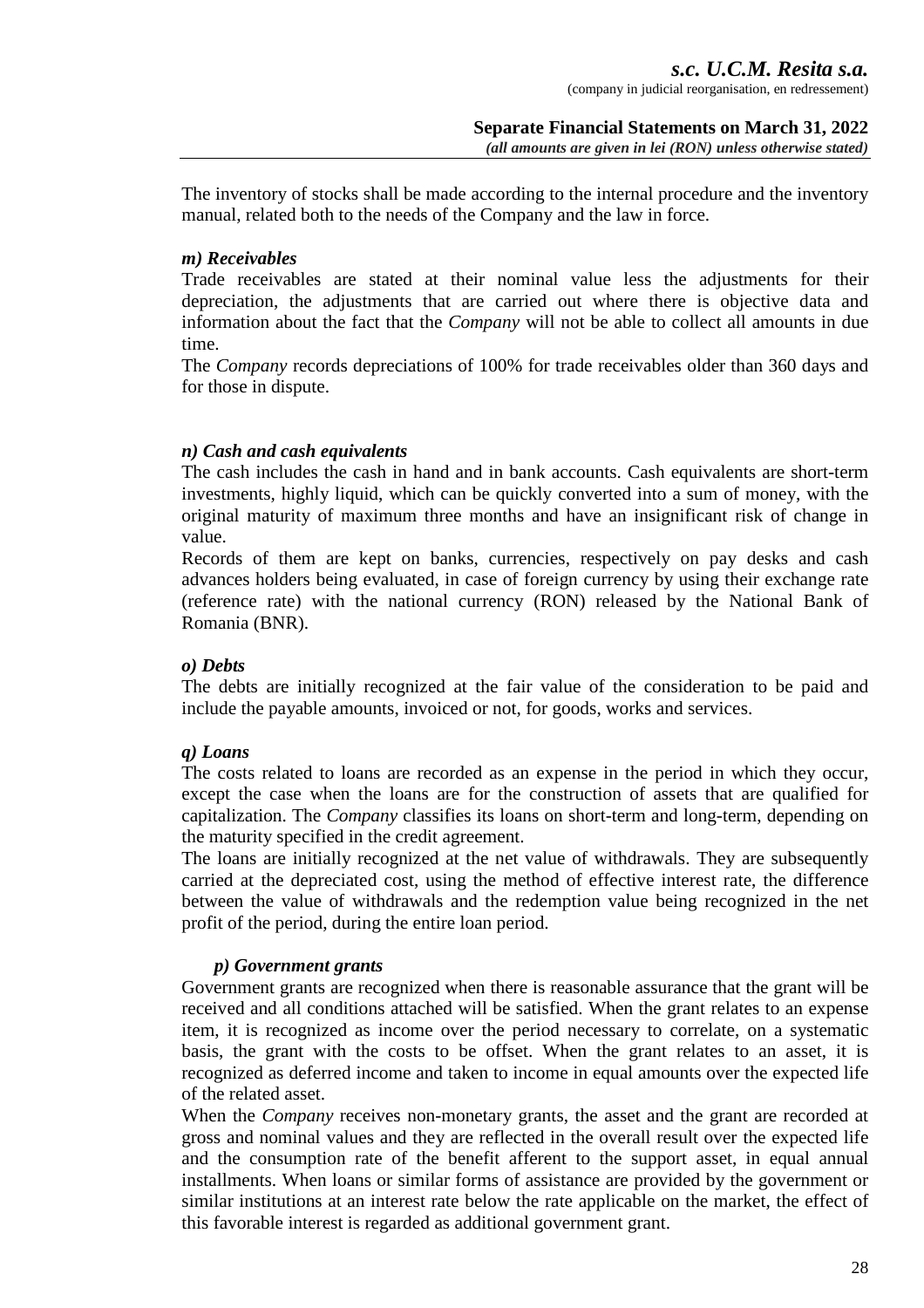The inventory of stocks shall be made according to the internal procedure and the inventory manual, related both to the needs of the Company and the law in force.

***m) Receivables***

Trade receivables are stated at their nominal value less the adjustments for their depreciation, the adjustments that are carried out where there is objective data and information about the fact that the *Company* will not be able to collect all amounts in due time.

The *Company* records depreciations of 100% for trade receivables older than 360 days and for those in dispute.

***n) Cash and cash equivalents***

The cash includes the cash in hand and in bank accounts. Cash equivalents are short-term investments, highly liquid, which can be quickly converted into a sum of money, with the original maturity of maximum three months and have an insignificant risk of change in value.

Records of them are kept on banks, currencies, respectively on pay desks and cash advances holders being evaluated, in case of foreign currency by using their exchange rate (reference rate) with the national currency (RON) released by the National Bank of Romania (BNR).

***o) Debts***

The debts are initially recognized at the fair value of the consideration to be paid and include the payable amounts, invoiced or not, for goods, works and services.

***q) Loans***

The costs related to loans are recorded as an expense in the period in which they occur, except the case when the loans are for the construction of assets that are qualified for capitalization. The *Company* classifies its loans on short-term and long-term, depending on the maturity specified in the credit agreement.

The loans are initially recognized at the net value of withdrawals. They are subsequently carried at the depreciated cost, using the method of effective interest rate, the difference between the value of withdrawals and the redemption value being recognized in the net profit of the period, during the entire loan period.

***p) Government grants***

Government grants are recognized when there is reasonable assurance that the grant will be received and all conditions attached will be satisfied. When the grant relates to an expense item, it is recognized as income over the period necessary to correlate, on a systematic basis, the grant with the costs to be offset. When the grant relates to an asset, it is recognized as deferred income and taken to income in equal amounts over the expected life of the related asset.

When the *Company* receives non-monetary grants, the asset and the grant are recorded at gross and nominal values and they are reflected in the overall result over the expected life and the consumption rate of the benefit afferent to the support asset, in equal annual installments. When loans or similar forms of assistance are provided by the government or similar institutions at an interest rate below the rate applicable on the market, the effect of this favorable interest is regarded as additional government grant.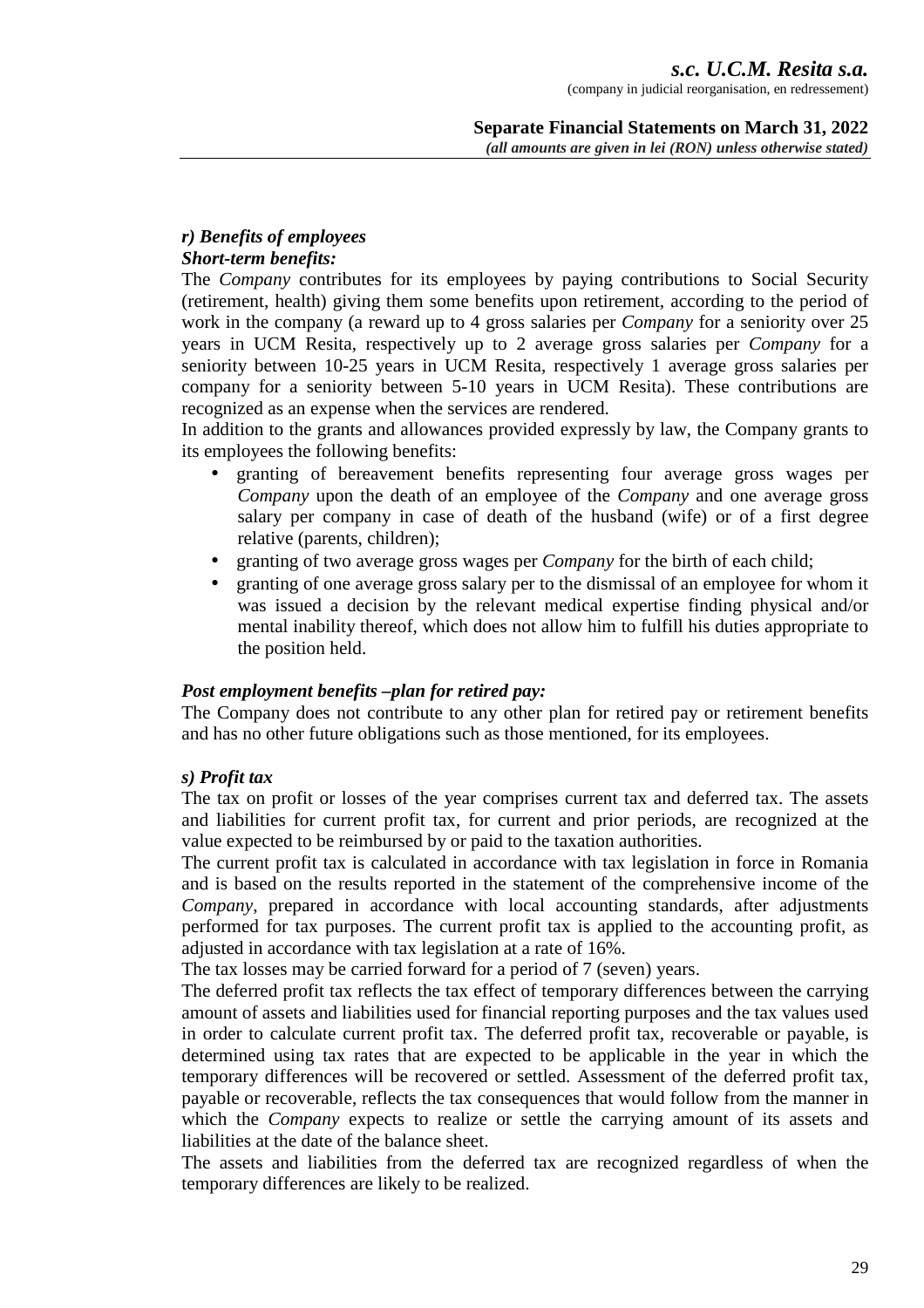### *r) Benefits of employees*

***Short-term benefits:***

The *Company* contributes for its employees by paying contributions to Social Security (retirement, health) giving them some benefits upon retirement, according to the period of work in the company (a reward up to 4 gross salaries per *Company* for a seniority over 25 years in UCM Resita, respectively up to 2 average gross salaries per *Company* for a seniority between 10-25 years in UCM Resita, respectively 1 average gross salaries per company for a seniority between 5-10 years in UCM Resita). These contributions are recognized as an expense when the services are rendered.

In addition to the grants and allowances provided expressly by law, the Company grants to its employees the following benefits:

- granting of bereavement benefits representing four average gross wages per *Company* upon the death of an employee of the *Company* and one average gross salary per company in case of death of the husband (wife) or of a first degree relative (parents, children);
- granting of two average gross wages per *Company* for the birth of each child;
- granting of one average gross salary per to the dismissal of an employee for whom it was issued a decision by the relevant medical expertise finding physical and/or mental inability thereof, which does not allow him to fulfill his duties appropriate to the position held.

***Post employment benefits –plan for retired pay:***

The Company does not contribute to any other plan for retired pay or retirement benefits and has no other future obligations such as those mentioned, for its employees.

### *s) Profit tax*

The tax on profit or losses of the year comprises current tax and deferred tax. The assets and liabilities for current profit tax, for current and prior periods, are recognized at the value expected to be reimbursed by or paid to the taxation authorities.

The current profit tax is calculated in accordance with tax legislation in force in Romania and is based on the results reported in the statement of the comprehensive income of the *Company*, prepared in accordance with local accounting standards, after adjustments performed for tax purposes. The current profit tax is applied to the accounting profit, as adjusted in accordance with tax legislation at a rate of 16%.

The tax losses may be carried forward for a period of 7 (seven) years.

The deferred profit tax reflects the tax effect of temporary differences between the carrying amount of assets and liabilities used for financial reporting purposes and the tax values used in order to calculate current profit tax. The deferred profit tax, recoverable or payable, is determined using tax rates that are expected to be applicable in the year in which the temporary differences will be recovered or settled. Assessment of the deferred profit tax, payable or recoverable, reflects the tax consequences that would follow from the manner in which the *Company* expects to realize or settle the carrying amount of its assets and liabilities at the date of the balance sheet.

The assets and liabilities from the deferred tax are recognized regardless of when the temporary differences are likely to be realized.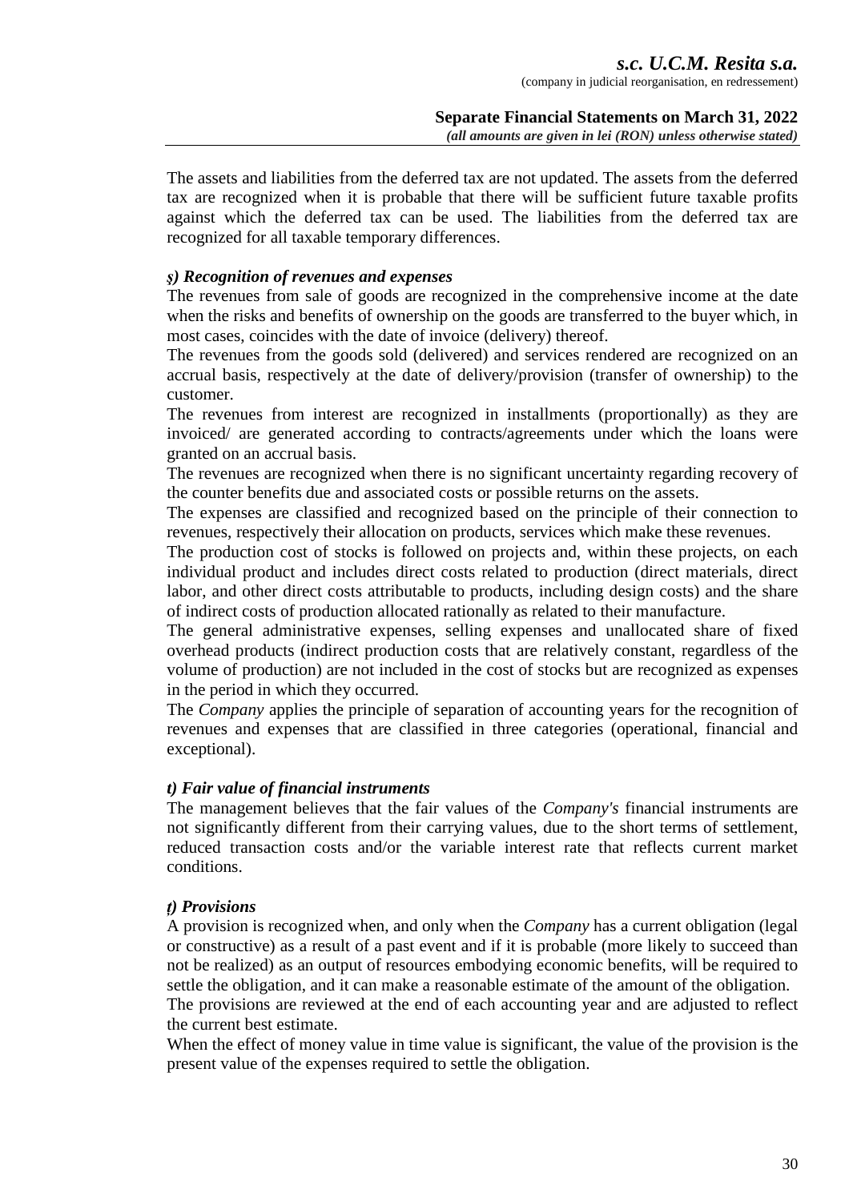The assets and liabilities from the deferred tax are not updated. The assets from the deferred tax are recognized when it is probable that there will be sufficient future taxable profits against which the deferred tax can be used. The liabilities from the deferred tax are recognized for all taxable temporary differences.

### *ş) Recognition of revenues and expenses*

The revenues from sale of goods are recognized in the comprehensive income at the date when the risks and benefits of ownership on the goods are transferred to the buyer which, in most cases, coincides with the date of invoice (delivery) thereof.

The revenues from the goods sold (delivered) and services rendered are recognized on an accrual basis, respectively at the date of delivery/provision (transfer of ownership) to the customer.

The revenues from interest are recognized in installments (proportionally) as they are invoiced/ are generated according to contracts/agreements under which the loans were granted on an accrual basis.

The revenues are recognized when there is no significant uncertainty regarding recovery of the counter benefits due and associated costs or possible returns on the assets.

The expenses are classified and recognized based on the principle of their connection to revenues, respectively their allocation on products, services which make these revenues.

The production cost of stocks is followed on projects and, within these projects, on each individual product and includes direct costs related to production (direct materials, direct labor, and other direct costs attributable to products, including design costs) and the share of indirect costs of production allocated rationally as related to their manufacture.

The general administrative expenses, selling expenses and unallocated share of fixed overhead products (indirect production costs that are relatively constant, regardless of the volume of production) are not included in the cost of stocks but are recognized as expenses in the period in which they occurred.

The *Company* applies the principle of separation of accounting years for the recognition of revenues and expenses that are classified in three categories (operational, financial and exceptional).

### *t) Fair value of financial instruments*

The management believes that the fair values of the *Company's* financial instruments are not significantly different from their carrying values, due to the short terms of settlement, reduced transaction costs and/or the variable interest rate that reflects current market conditions.

### *ţ) Provisions*

A provision is recognized when, and only when the *Company* has a current obligation (legal or constructive) as a result of a past event and if it is probable (more likely to succeed than not be realized) as an output of resources embodying economic benefits, will be required to settle the obligation, and it can make a reasonable estimate of the amount of the obligation.

The provisions are reviewed at the end of each accounting year and are adjusted to reflect the current best estimate.

When the effect of money value in time value is significant, the value of the provision is the present value of the expenses required to settle the obligation.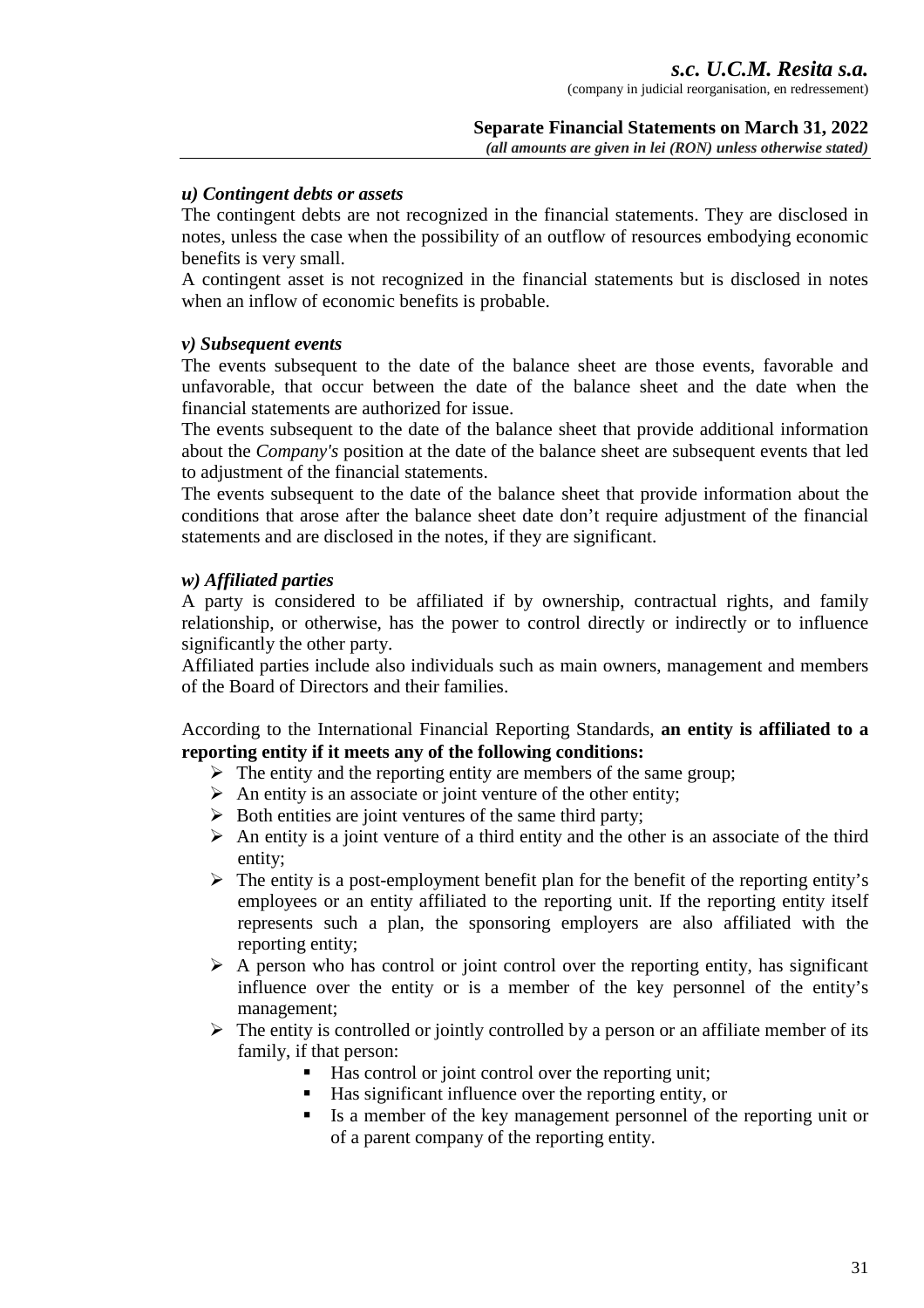### *u) Contingent debts or assets*

The contingent debts are not recognized in the financial statements. They are disclosed in notes, unless the case when the possibility of an outflow of resources embodying economic benefits is very small.

A contingent asset is not recognized in the financial statements but is disclosed in notes when an inflow of economic benefits is probable.

### *v) Subsequent events*

The events subsequent to the date of the balance sheet are those events, favorable and unfavorable, that occur between the date of the balance sheet and the date when the financial statements are authorized for issue.

The events subsequent to the date of the balance sheet that provide additional information about the *Company's* position at the date of the balance sheet are subsequent events that led to adjustment of the financial statements.

The events subsequent to the date of the balance sheet that provide information about the conditions that arose after the balance sheet date don't require adjustment of the financial statements and are disclosed in the notes, if they are significant.

### *w) Affiliated parties*

A party is considered to be affiliated if by ownership, contractual rights, and family relationship, or otherwise, has the power to control directly or indirectly or to influence significantly the other party.

Affiliated parties include also individuals such as main owners, management and members of the Board of Directors and their families.

According to the International Financial Reporting Standards, **an entity is affiliated to a reporting entity if it meets any of the following conditions:**

- The entity and the reporting entity are members of the same group;
- An entity is an associate or joint venture of the other entity;
- Both entities are joint ventures of the same third party;
- An entity is a joint venture of a third entity and the other is an associate of the third entity;
- The entity is a post-employment benefit plan for the benefit of the reporting entity's employees or an entity affiliated to the reporting unit. If the reporting entity itself represents such a plan, the sponsoring employers are also affiliated with the reporting entity;
- A person who has control or joint control over the reporting entity, has significant influence over the entity or is a member of the key personnel of the entity's management;
- The entity is controlled or jointly controlled by a person or an affiliate member of its family, if that person:
  - Has control or joint control over the reporting unit;
  - Has significant influence over the reporting entity, or
  - Is a member of the key management personnel of the reporting unit or of a parent company of the reporting entity.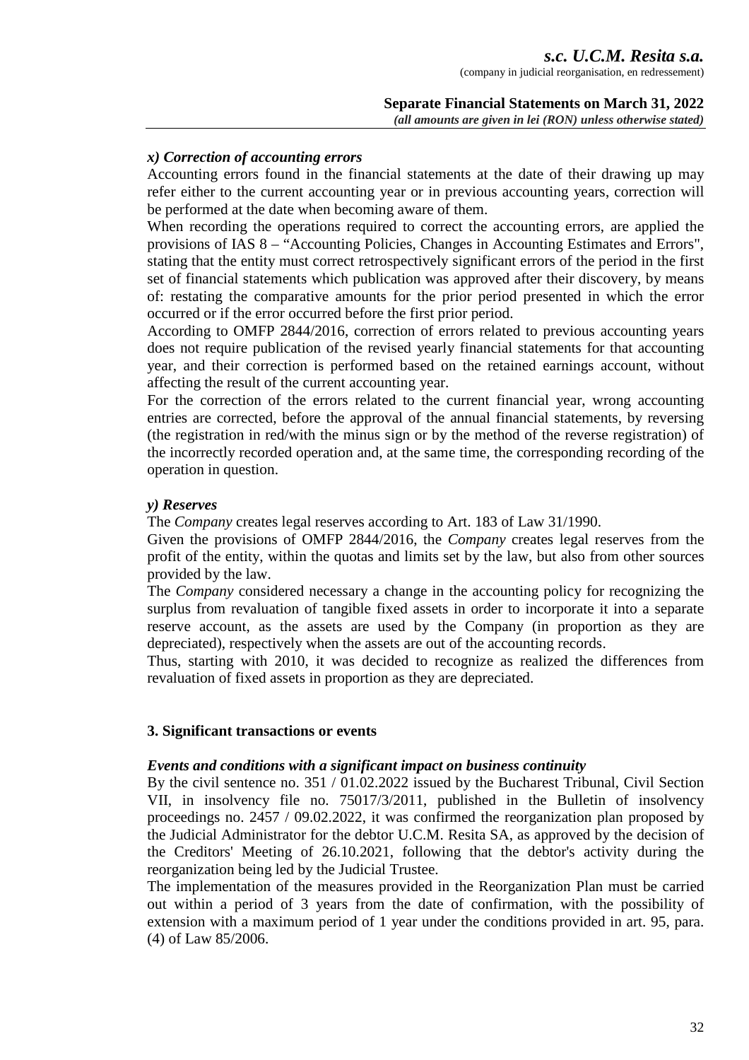### *x) Correction of accounting errors*

Accounting errors found in the financial statements at the date of their drawing up may refer either to the current accounting year or in previous accounting years, correction will be performed at the date when becoming aware of them.

When recording the operations required to correct the accounting errors, are applied the provisions of IAS 8 – "Accounting Policies, Changes in Accounting Estimates and Errors", stating that the entity must correct retrospectively significant errors of the period in the first set of financial statements which publication was approved after their discovery, by means of: restating the comparative amounts for the prior period presented in which the error occurred or if the error occurred before the first prior period.

According to OMFP 2844/2016, correction of errors related to previous accounting years does not require publication of the revised yearly financial statements for that accounting year, and their correction is performed based on the retained earnings account, without affecting the result of the current accounting year.

For the correction of the errors related to the current financial year, wrong accounting entries are corrected, before the approval of the annual financial statements, by reversing (the registration in red/with the minus sign or by the method of the reverse registration) of the incorrectly recorded operation and, at the same time, the corresponding recording of the operation in question.

### *y) Reserves*

The *Company* creates legal reserves according to Art. 183 of Law 31/1990.

Given the provisions of OMFP 2844/2016, the *Company* creates legal reserves from the profit of the entity, within the quotas and limits set by the law, but also from other sources provided by the law.

The *Company* considered necessary a change in the accounting policy for recognizing the surplus from revaluation of tangible fixed assets in order to incorporate it into a separate reserve account, as the assets are used by the Company (in proportion as they are depreciated), respectively when the assets are out of the accounting records.

Thus, starting with 2010, it was decided to recognize as realized the differences from revaluation of fixed assets in proportion as they are depreciated.

## 3. Significant transactions or events

### *Events and conditions with a significant impact on business continuity*

By the civil sentence no. 351 / 01.02.2022 issued by the Bucharest Tribunal, Civil Section VII, in insolvency file no. 75017/3/2011, published in the Bulletin of insolvency proceedings no. 2457 / 09.02.2022, it was confirmed the reorganization plan proposed by the Judicial Administrator for the debtor U.C.M. Resita SA, as approved by the decision of the Creditors' Meeting of 26.10.2021, following that the debtor's activity during the reorganization being led by the Judicial Trustee.

The implementation of the measures provided in the Reorganization Plan must be carried out within a period of 3 years from the date of confirmation, with the possibility of extension with a maximum period of 1 year under the conditions provided in art. 95, para. (4) of Law 85/2006.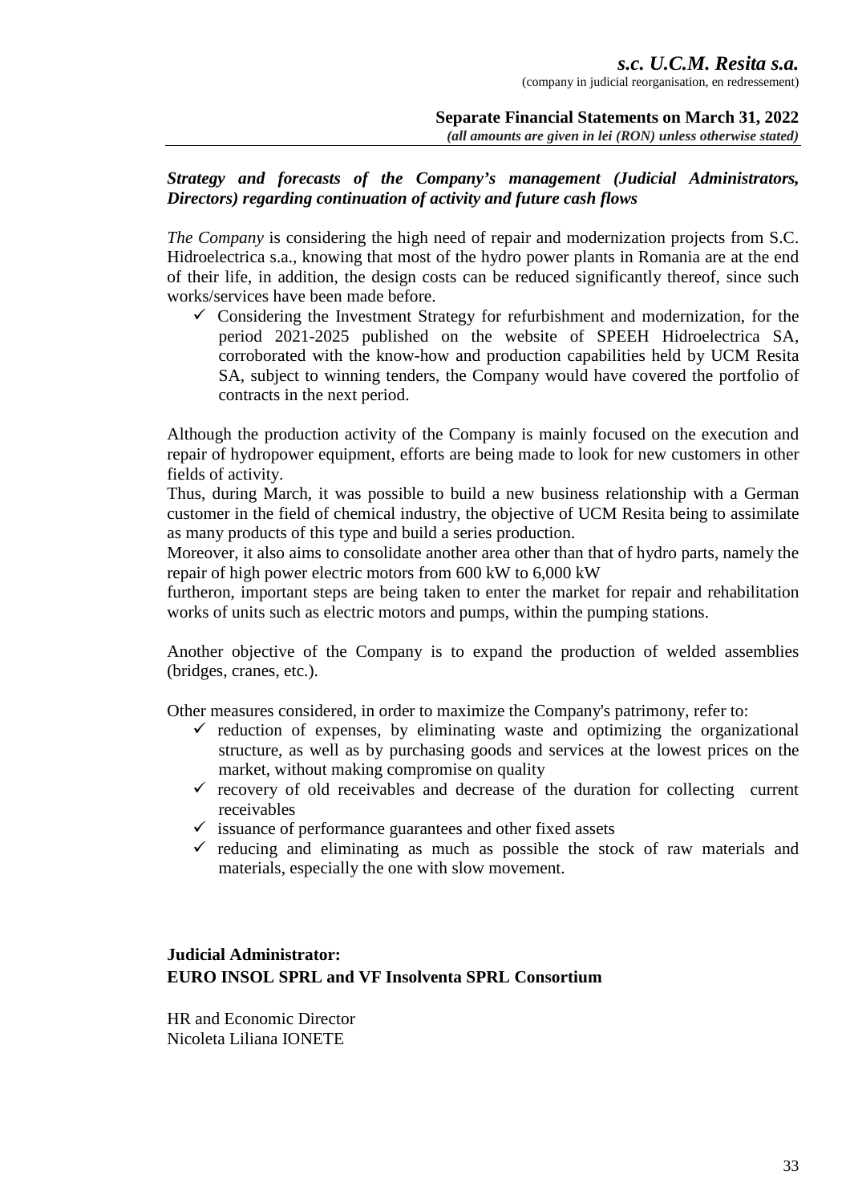***Strategy and forecasts of the Company's management (Judicial Administrators, Directors) regarding continuation of activity and future cash flows***

*The Company* is considering the high need of repair and modernization projects from S.C. Hidroelectrica s.a., knowing that most of the hydro power plants in Romania are at the end of their life, in addition, the design costs can be reduced significantly thereof, since such works/services have been made before.

- ✓ Considering the Investment Strategy for refurbishment and modernization, for the period 2021-2025 published on the website of SPEEH Hidroelectrica SA, corroborated with the know-how and production capabilities held by UCM Resita SA, subject to winning tenders, the Company would have covered the portfolio of contracts in the next period.

Although the production activity of the Company is mainly focused on the execution and repair of hydropower equipment, efforts are being made to look for new customers in other fields of activity.
Thus, during March, it was possible to build a new business relationship with a German customer in the field of chemical industry, the objective of UCM Resita being to assimilate as many products of this type and build a series production.
Moreover, it also aims to consolidate another area other than that of hydro parts, namely the repair of high power electric motors from 600 kW to 6,000 kW
furtheron, important steps are being taken to enter the market for repair and rehabilitation works of units such as electric motors and pumps, within the pumping stations.

Another objective of the Company is to expand the production of welded assemblies (bridges, cranes, etc.).

Other measures considered, in order to maximize the Company's patrimony, refer to:

- ✓ reduction of expenses, by eliminating waste and optimizing the organizational structure, as well as by purchasing goods and services at the lowest prices on the market, without making compromise on quality
- ✓ recovery of old receivables and decrease of the duration for collecting current receivables
- ✓ issuance of performance guarantees and other fixed assets
- ✓ reducing and eliminating as much as possible the stock of raw materials and materials, especially the one with slow movement.

**Judicial Administrator:**
**EURO INSOL SPRL and VF Insolventa SPRL Consortium**

HR and Economic Director
Nicoleta Liliana IONETE